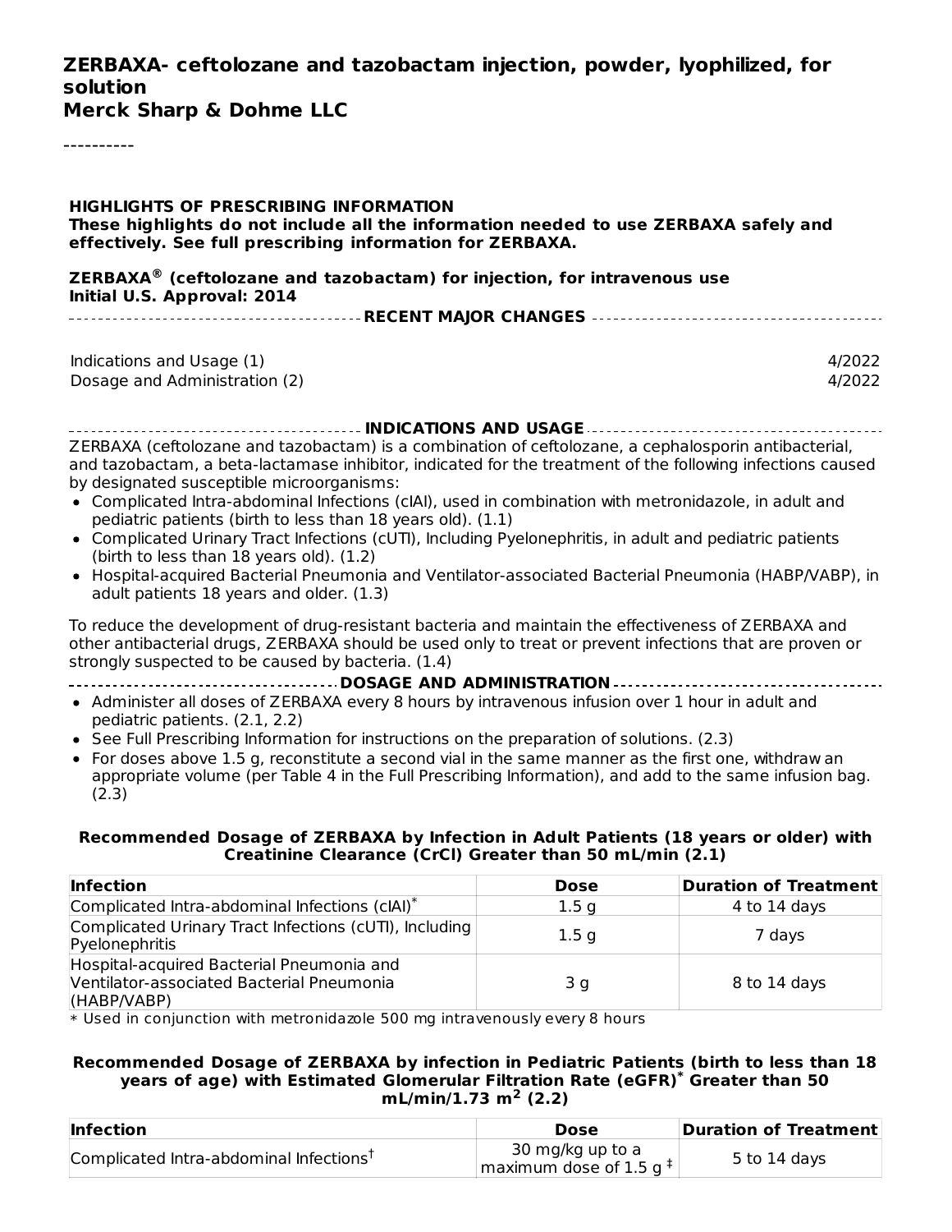# ZERBAXA- ceftolozane and tazobactam injection, powder, lyophilized, for solution

**Merck Sharp & Dohme LLC**

----------

**HIGHLIGHTS OF PRESCRIBING INFORMATION**

**These highlights do not include all the information needed to use ZERBAXA safely and effectively. See full prescribing information for ZERBAXA.**

**ZERBAXA® (ceftolozane and tazobactam) for injection, for intravenous use**
**Initial U.S. Approval: 2014**

## RECENT MAJOR CHANGES

| | |
|---|---|
| Indications and Usage (1) | 4/2022 |
| Dosage and Administration (2) | 4/2022 |

## INDICATIONS AND USAGE

ZERBAXA (ceftolozane and tazobactam) is a combination of ceftolozane, a cephalosporin antibacterial, and tazobactam, a beta-lactamase inhibitor, indicated for the treatment of the following infections caused by designated susceptible microorganisms:

- Complicated Intra-abdominal Infections (cIAI), used in combination with metronidazole, in adult and pediatric patients (birth to less than 18 years old). (1.1)
- Complicated Urinary Tract Infections (cUTI), Including Pyelonephritis, in adult and pediatric patients (birth to less than 18 years old). (1.2)
- Hospital-acquired Bacterial Pneumonia and Ventilator-associated Bacterial Pneumonia (HABP/VABP), in adult patients 18 years and older. (1.3)

To reduce the development of drug-resistant bacteria and maintain the effectiveness of ZERBAXA and other antibacterial drugs, ZERBAXA should be used only to treat or prevent infections that are proven or strongly suspected to be caused by bacteria. (1.4)

## DOSAGE AND ADMINISTRATION

- Administer all doses of ZERBAXA every 8 hours by intravenous infusion over 1 hour in adult and pediatric patients. (2.1, 2.2)
- See Full Prescribing Information for instructions on the preparation of solutions. (2.3)
- For doses above 1.5 g, reconstitute a second vial in the same manner as the first one, withdraw an appropriate volume (per Table 4 in the Full Prescribing Information), and add to the same infusion bag. (2.3)

**Recommended Dosage of ZERBAXA by Infection in Adult Patients (18 years or older) with Creatinine Clearance (CrCl) Greater than 50 mL/min (2.1)**

| Infection | Dose | Duration of Treatment |
|---|---|---|
| Complicated Intra-abdominal Infections (cIAI)* | 1.5 g | 4 to 14 days |
| Complicated Urinary Tract Infections (cUTI), Including Pyelonephritis | 1.5 g | 7 days |
| Hospital-acquired Bacterial Pneumonia and Ventilator-associated Bacterial Pneumonia (HABP/VABP) | 3 g | 8 to 14 days |

* Used in conjunction with metronidazole 500 mg intravenously every 8 hours

**Recommended Dosage of ZERBAXA by infection in Pediatric Patients (birth to less than 18 years of age) with Estimated Glomerular Filtration Rate (eGFR)* Greater than 50 mL/min/1.73 m² (2.2)**

| Infection | Dose | Duration of Treatment |
|---|---|---|
| Complicated Intra-abdominal Infections† | 30 mg/kg up to a maximum dose of 1.5 g ‡ | 5 to 14 days |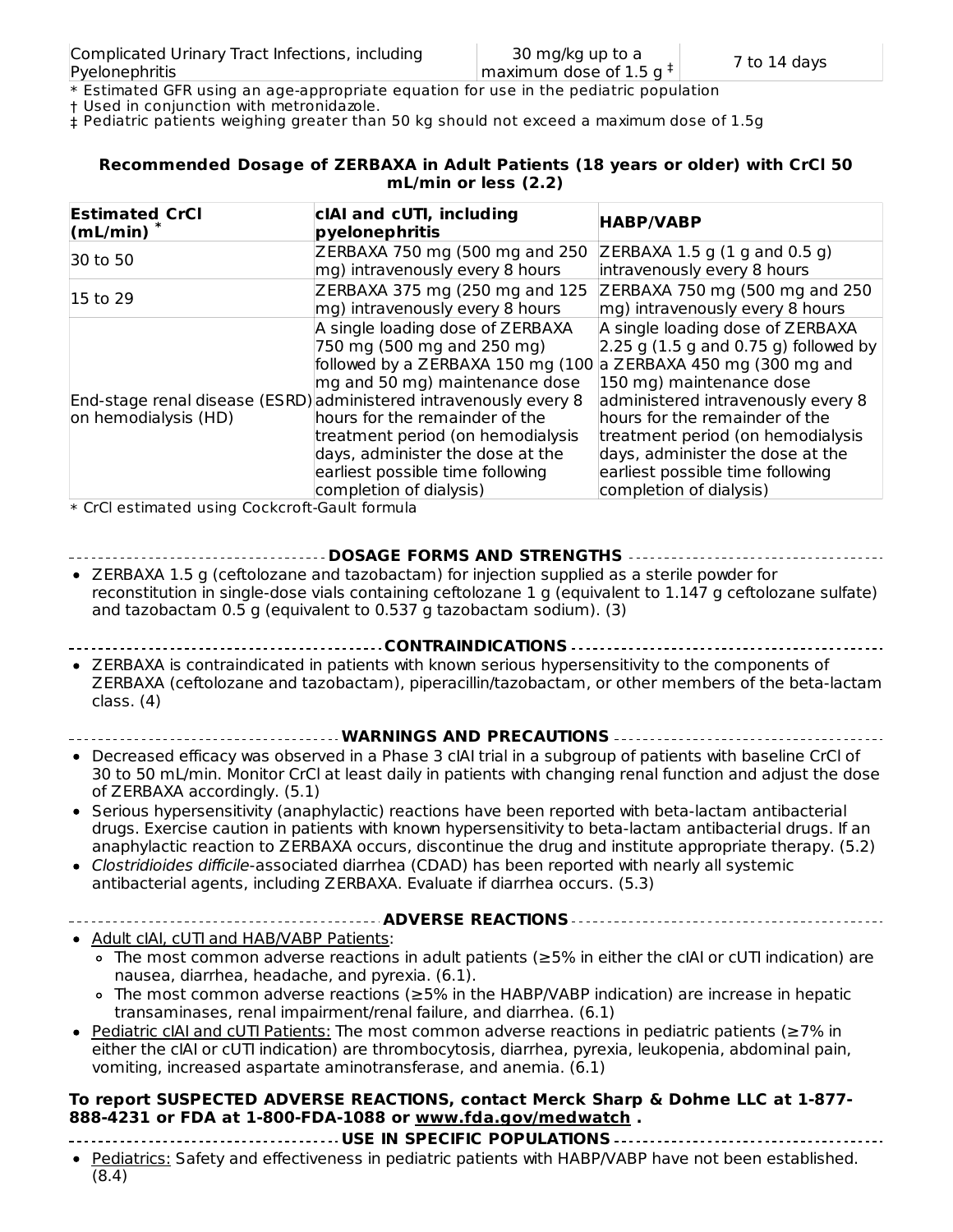| Complicated Urinary Tract Infections, including Pyelonephritis | 30 mg/kg up to a maximum dose of 1.5 g ‡ | 7 to 14 days |
|---|---|---|

\* Estimated GFR using an age-appropriate equation for use in the pediatric population
† Used in conjunction with metronidazole.
‡ Pediatric patients weighing greater than 50 kg should not exceed a maximum dose of 1.5g

**Recommended Dosage of ZERBAXA in Adult Patients (18 years or older) with CrCl 50 mL/min or less (2.2)**

| Estimated CrCl (mL/min) * | cIAI and cUTI, including pyelonephritis | HABP/VABP |
|---|---|---|
| 30 to 50 | ZERBAXA 750 mg (500 mg and 250 mg) intravenously every 8 hours | ZERBAXA 1.5 g (1 g and 0.5 g) intravenously every 8 hours |
| 15 to 29 | ZERBAXA 375 mg (250 mg and 125 mg) intravenously every 8 hours | ZERBAXA 750 mg (500 mg and 250 mg) intravenously every 8 hours |
| End-stage renal disease (ESRD) on hemodialysis (HD) | A single loading dose of ZERBAXA 750 mg (500 mg and 250 mg) followed by a ZERBAXA 150 mg (100 mg and 50 mg) maintenance dose administered intravenously every 8 hours for the remainder of the treatment period (on hemodialysis days, administer the dose at the earliest possible time following completion of dialysis) | A single loading dose of ZERBAXA 2.25 g (1.5 g and 0.75 g) followed by a ZERBAXA 450 mg (300 mg and 150 mg) maintenance dose administered intravenously every 8 hours for the remainder of the treatment period (on hemodialysis days, administer the dose at the earliest possible time following completion of dialysis) |

\* CrCl estimated using Cockcroft-Gault formula

## DOSAGE FORMS AND STRENGTHS

- ZERBAXA 1.5 g (ceftolozane and tazobactam) for injection supplied as a sterile powder for reconstitution in single-dose vials containing ceftolozane 1 g (equivalent to 1.147 g ceftolozane sulfate) and tazobactam 0.5 g (equivalent to 0.537 g tazobactam sodium). (3)

## CONTRAINDICATIONS

- ZERBAXA is contraindicated in patients with known serious hypersensitivity to the components of ZERBAXA (ceftolozane and tazobactam), piperacillin/tazobactam, or other members of the beta-lactam class. (4)

## WARNINGS AND PRECAUTIONS

- Decreased efficacy was observed in a Phase 3 cIAI trial in a subgroup of patients with baseline CrCl of 30 to 50 mL/min. Monitor CrCl at least daily in patients with changing renal function and adjust the dose of ZERBAXA accordingly. (5.1)
- Serious hypersensitivity (anaphylactic) reactions have been reported with beta-lactam antibacterial drugs. Exercise caution in patients with known hypersensitivity to beta-lactam antibacterial drugs. If an anaphylactic reaction to ZERBAXA occurs, discontinue the drug and institute appropriate therapy. (5.2)
- *Clostridioides difficile*-associated diarrhea (CDAD) has been reported with nearly all systemic antibacterial agents, including ZERBAXA. Evaluate if diarrhea occurs. (5.3)

## ADVERSE REACTIONS

- Adult cIAI, cUTI and HAB/VABP Patients:
  - The most common adverse reactions in adult patients (≥5% in either the cIAI or cUTI indication) are nausea, diarrhea, headache, and pyrexia. (6.1).
  - The most common adverse reactions (≥5% in the HABP/VABP indication) are increase in hepatic transaminases, renal impairment/renal failure, and diarrhea. (6.1)
- Pediatric cIAI and cUTI Patients: The most common adverse reactions in pediatric patients (≥7% in either the cIAI or cUTI indication) are thrombocytosis, diarrhea, pyrexia, leukopenia, abdominal pain, vomiting, increased aspartate aminotransferase, and anemia. (6.1)

**To report SUSPECTED ADVERSE REACTIONS, contact Merck Sharp & Dohme LLC at 1-877-888-4231 or FDA at 1-800-FDA-1088 or www.fda.gov/medwatch .**

## USE IN SPECIFIC POPULATIONS

- Pediatrics: Safety and effectiveness in pediatric patients with HABP/VABP have not been established. (8.4)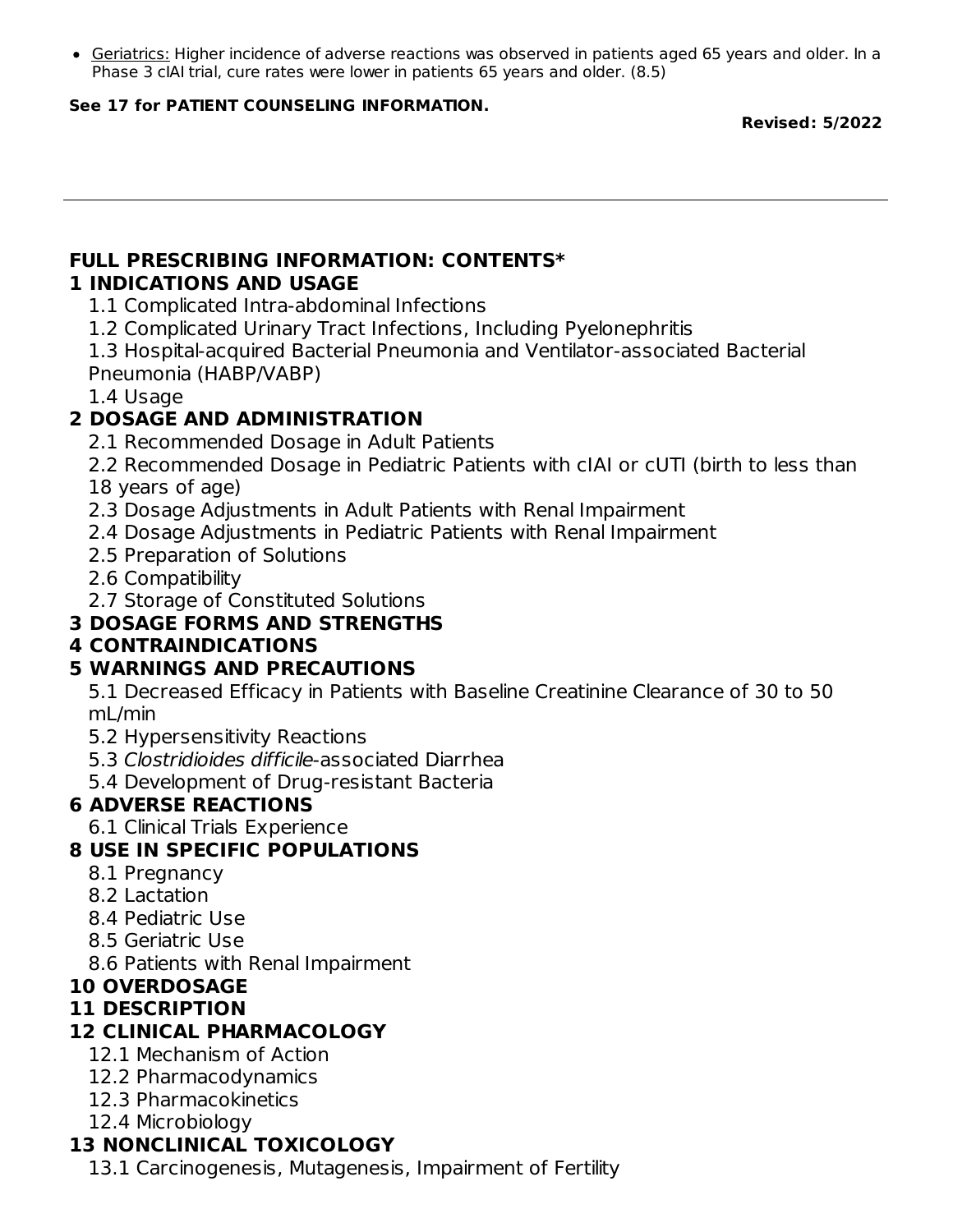- Geriatrics: Higher incidence of adverse reactions was observed in patients aged 65 years and older. In a Phase 3 cIAI trial, cure rates were lower in patients 65 years and older. (8.5)

**See 17 for PATIENT COUNSELING INFORMATION.**

**Revised: 5/2022**

---

## FULL PRESCRIBING INFORMATION: CONTENTS*

**1 INDICATIONS AND USAGE**

- 1.1 Complicated Intra-abdominal Infections
- 1.2 Complicated Urinary Tract Infections, Including Pyelonephritis
- 1.3 Hospital-acquired Bacterial Pneumonia and Ventilator-associated Bacterial Pneumonia (HABP/VABP)
- 1.4 Usage

**2 DOSAGE AND ADMINISTRATION**

- 2.1 Recommended Dosage in Adult Patients
- 2.2 Recommended Dosage in Pediatric Patients with cIAI or cUTI (birth to less than 18 years of age)
- 2.3 Dosage Adjustments in Adult Patients with Renal Impairment
- 2.4 Dosage Adjustments in Pediatric Patients with Renal Impairment
- 2.5 Preparation of Solutions
- 2.6 Compatibility
- 2.7 Storage of Constituted Solutions

**3 DOSAGE FORMS AND STRENGTHS**

**4 CONTRAINDICATIONS**

**5 WARNINGS AND PRECAUTIONS**

- 5.1 Decreased Efficacy in Patients with Baseline Creatinine Clearance of 30 to 50 mL/min
- 5.2 Hypersensitivity Reactions
- 5.3 *Clostridioides difficile*-associated Diarrhea
- 5.4 Development of Drug-resistant Bacteria

**6 ADVERSE REACTIONS**

- 6.1 Clinical Trials Experience

**8 USE IN SPECIFIC POPULATIONS**

- 8.1 Pregnancy
- 8.2 Lactation
- 8.4 Pediatric Use
- 8.5 Geriatric Use
- 8.6 Patients with Renal Impairment

**10 OVERDOSAGE**

**11 DESCRIPTION**

**12 CLINICAL PHARMACOLOGY**

- 12.1 Mechanism of Action
- 12.2 Pharmacodynamics
- 12.3 Pharmacokinetics
- 12.4 Microbiology

**13 NONCLINICAL TOXICOLOGY**

- 13.1 Carcinogenesis, Mutagenesis, Impairment of Fertility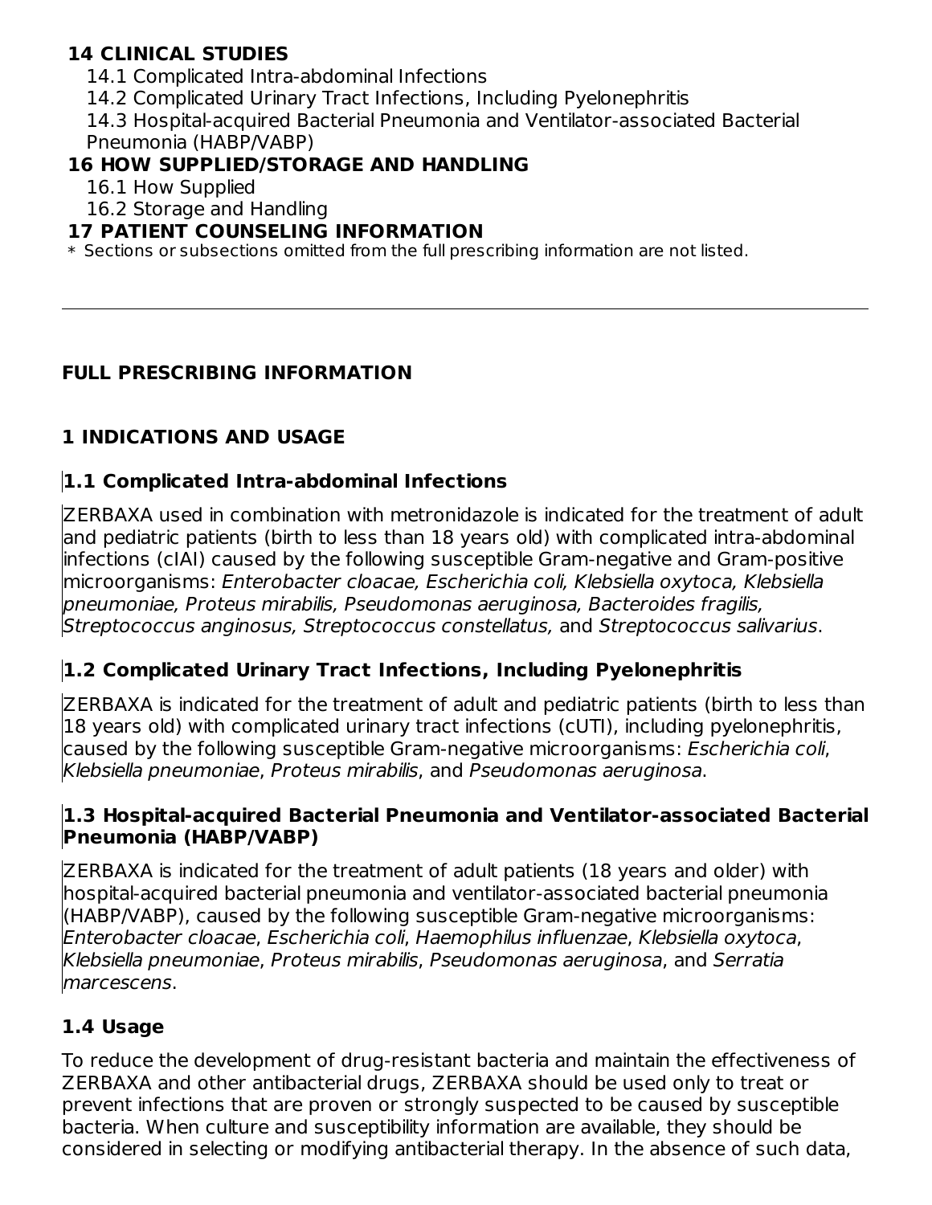**14 CLINICAL STUDIES**

14.1 Complicated Intra-abdominal Infections

14.2 Complicated Urinary Tract Infections, Including Pyelonephritis

14.3 Hospital-acquired Bacterial Pneumonia and Ventilator-associated Bacterial Pneumonia (HABP/VABP)

**16 HOW SUPPLIED/STORAGE AND HANDLING**

16.1 How Supplied

16.2 Storage and Handling

**17 PATIENT COUNSELING INFORMATION**

\* Sections or subsections omitted from the full prescribing information are not listed.

---

# FULL PRESCRIBING INFORMATION

## 1 INDICATIONS AND USAGE

### 1.1 Complicated Intra-abdominal Infections

ZERBAXA used in combination with metronidazole is indicated for the treatment of adult and pediatric patients (birth to less than 18 years old) with complicated intra-abdominal infections (cIAI) caused by the following susceptible Gram-negative and Gram-positive microorganisms: *Enterobacter cloacae, Escherichia coli, Klebsiella oxytoca, Klebsiella pneumoniae, Proteus mirabilis, Pseudomonas aeruginosa, Bacteroides fragilis, Streptococcus anginosus, Streptococcus constellatus,* and *Streptococcus salivarius*.

### 1.2 Complicated Urinary Tract Infections, Including Pyelonephritis

ZERBAXA is indicated for the treatment of adult and pediatric patients (birth to less than 18 years old) with complicated urinary tract infections (cUTI), including pyelonephritis, caused by the following susceptible Gram-negative microorganisms: *Escherichia coli*, *Klebsiella pneumoniae*, *Proteus mirabilis*, and *Pseudomonas aeruginosa*.

### 1.3 Hospital-acquired Bacterial Pneumonia and Ventilator-associated Bacterial Pneumonia (HABP/VABP)

ZERBAXA is indicated for the treatment of adult patients (18 years and older) with hospital-acquired bacterial pneumonia and ventilator-associated bacterial pneumonia (HABP/VABP), caused by the following susceptible Gram-negative microorganisms: *Enterobacter cloacae*, *Escherichia coli*, *Haemophilus influenzae*, *Klebsiella oxytoca*, *Klebsiella pneumoniae*, *Proteus mirabilis*, *Pseudomonas aeruginosa*, and *Serratia marcescens*.

### 1.4 Usage

To reduce the development of drug-resistant bacteria and maintain the effectiveness of ZERBAXA and other antibacterial drugs, ZERBAXA should be used only to treat or prevent infections that are proven or strongly suspected to be caused by susceptible bacteria. When culture and susceptibility information are available, they should be considered in selecting or modifying antibacterial therapy. In the absence of such data,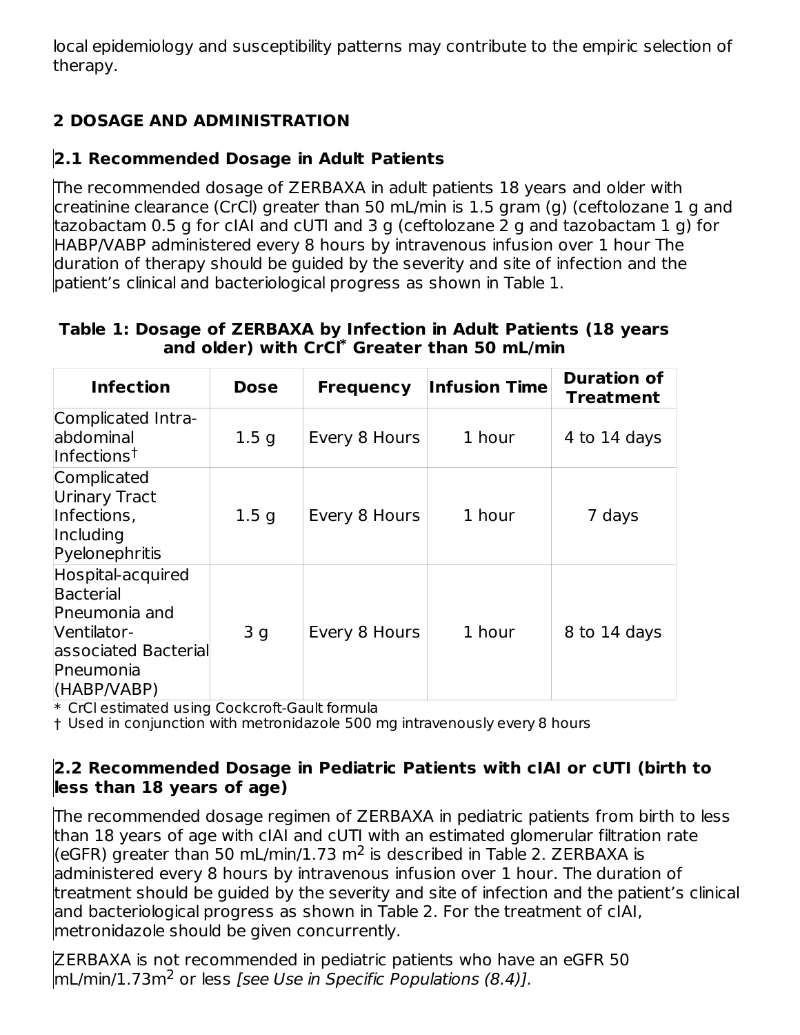local epidemiology and susceptibility patterns may contribute to the empiric selection of therapy.

## 2 DOSAGE AND ADMINISTRATION

### 2.1 Recommended Dosage in Adult Patients

The recommended dosage of ZERBAXA in adult patients 18 years and older with creatinine clearance (CrCl) greater than 50 mL/min is 1.5 gram (g) (ceftolozane 1 g and tazobactam 0.5 g for cIAI and cUTI and 3 g (ceftolozane 2 g and tazobactam 1 g) for HABP/VABP administered every 8 hours by intravenous infusion over 1 hour The duration of therapy should be guided by the severity and site of infection and the patient's clinical and bacteriological progress as shown in Table 1.

**Table 1: Dosage of ZERBAXA by Infection in Adult Patients (18 years and older) with CrCl* Greater than 50 mL/min**

| Infection | Dose | Frequency | Infusion Time | Duration of Treatment |
|---|---|---|---|---|
| Complicated Intra-abdominal Infections† | 1.5 g | Every 8 Hours | 1 hour | 4 to 14 days |
| Complicated Urinary Tract Infections, Including Pyelonephritis | 1.5 g | Every 8 Hours | 1 hour | 7 days |
| Hospital-acquired Bacterial Pneumonia and Ventilator-associated Bacterial Pneumonia (HABP/VABP) | 3 g | Every 8 Hours | 1 hour | 8 to 14 days |

\* CrCl estimated using Cockcroft-Gault formula

† Used in conjunction with metronidazole 500 mg intravenously every 8 hours

### 2.2 Recommended Dosage in Pediatric Patients with cIAI or cUTI (birth to less than 18 years of age)

The recommended dosage regimen of ZERBAXA in pediatric patients from birth to less than 18 years of age with cIAI and cUTI with an estimated glomerular filtration rate (eGFR) greater than 50 mL/min/1.73 $m^2$ is described in Table 2. ZERBAXA is administered every 8 hours by intravenous infusion over 1 hour. The duration of treatment should be guided by the severity and site of infection and the patient's clinical and bacteriological progress as shown in Table 2. For the treatment of cIAI, metronidazole should be given concurrently.

ZERBAXA is not recommended in pediatric patients who have an eGFR 50 mL/min/1.73$m^2$ or less *[see Use in Specific Populations (8.4)].*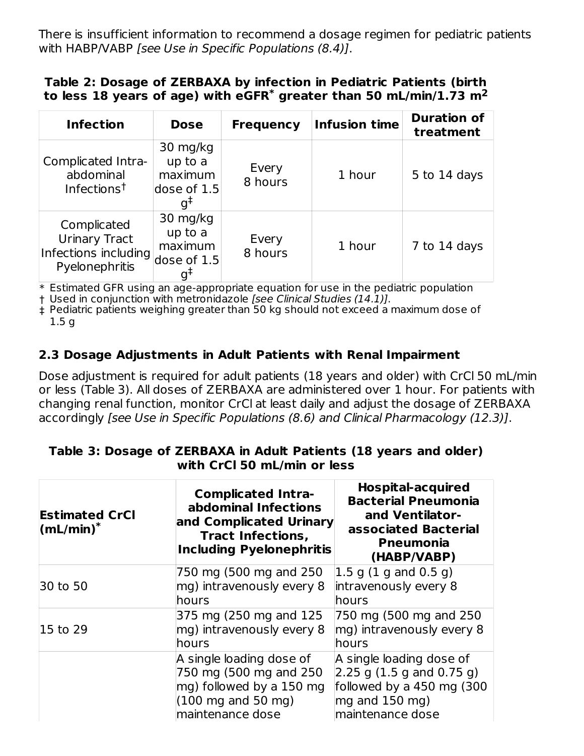There is insufficient information to recommend a dosage regimen for pediatric patients with HABP/VABP *[see Use in Specific Populations (8.4)]*.

**Table 2: Dosage of ZERBAXA by infection in Pediatric Patients (birth to less 18 years of age) with eGFR* greater than 50 mL/min/1.73 $m^2$**

| Infection | Dose | Frequency | Infusion time | Duration of treatment |
|---|---|---|---|---|
| Complicated Intra-abdominal Infections† | 30 mg/kg up to a maximum dose of 1.5 g‡ | Every 8 hours | 1 hour | 5 to 14 days |
| Complicated Urinary Tract Infections including Pyelonephritis | 30 mg/kg up to a maximum dose of 1.5 g‡ | Every 8 hours | 1 hour | 7 to 14 days |

\* Estimated GFR using an age-appropriate equation for use in the pediatric population
† Used in conjunction with metronidazole *[see Clinical Studies (14.1)]*.
‡ Pediatric patients weighing greater than 50 kg should not exceed a maximum dose of 1.5 g

## 2.3 Dosage Adjustments in Adult Patients with Renal Impairment

Dose adjustment is required for adult patients (18 years and older) with CrCl 50 mL/min or less (Table 3). All doses of ZERBAXA are administered over 1 hour. For patients with changing renal function, monitor CrCl at least daily and adjust the dosage of ZERBAXA accordingly *[see Use in Specific Populations (8.6) and Clinical Pharmacology (12.3)]*.

**Table 3: Dosage of ZERBAXA in Adult Patients (18 years and older) with CrCl 50 mL/min or less**

| Estimated CrCl (mL/min)* | Complicated Intra-abdominal Infections and Complicated Urinary Tract Infections, Including Pyelonephritis | Hospital-acquired Bacterial Pneumonia and Ventilator-associated Bacterial Pneumonia (HABP/VABP) |
|---|---|---|
| 30 to 50 | 750 mg (500 mg and 250 mg) intravenously every 8 hours | 1.5 g (1 g and 0.5 g) intravenously every 8 hours |
| 15 to 29 | 375 mg (250 mg and 125 mg) intravenously every 8 hours | 750 mg (500 mg and 250 mg) intravenously every 8 hours |
| | A single loading dose of 750 mg (500 mg and 250 mg) followed by a 150 mg (100 mg and 50 mg) maintenance dose | A single loading dose of 2.25 g (1.5 g and 0.75 g) followed by a 450 mg (300 mg and 150 mg) maintenance dose |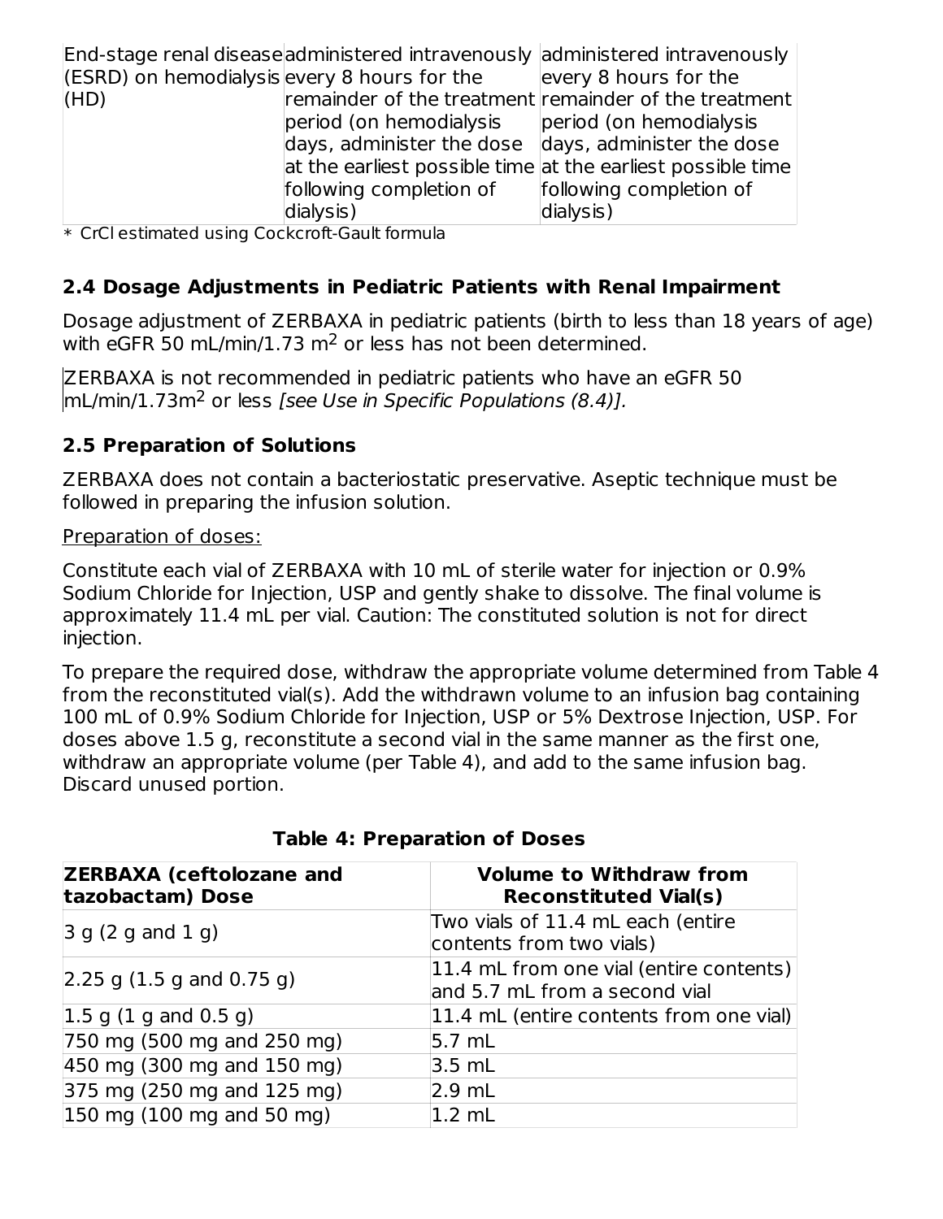| End-stage renal disease (ESRD) on hemodialysis (HD) | administered intravenously every 8 hours for the remainder of the treatment period (on hemodialysis days, administer the dose at the earliest possible time following completion of dialysis) | administered intravenously every 8 hours for the remainder of the treatment period (on hemodialysis days, administer the dose at the earliest possible time following completion of dialysis) |
|---|---|---|

* CrCl estimated using Cockcroft-Gault formula

## 2.4 Dosage Adjustments in Pediatric Patients with Renal Impairment

Dosage adjustment of ZERBAXA in pediatric patients (birth to less than 18 years of age) with eGFR 50 mL/min/1.73 $m^2$ or less has not been determined.

ZERBAXA is not recommended in pediatric patients who have an eGFR 50 mL/min/1.73$m^2$ or less *[see Use in Specific Populations (8.4)].*

## 2.5 Preparation of Solutions

ZERBAXA does not contain a bacteriostatic preservative. Aseptic technique must be followed in preparing the infusion solution.

Preparation of doses:

Constitute each vial of ZERBAXA with 10 mL of sterile water for injection or 0.9% Sodium Chloride for Injection, USP and gently shake to dissolve. The final volume is approximately 11.4 mL per vial. Caution: The constituted solution is not for direct injection.

To prepare the required dose, withdraw the appropriate volume determined from Table 4 from the reconstituted vial(s). Add the withdrawn volume to an infusion bag containing 100 mL of 0.9% Sodium Chloride for Injection, USP or 5% Dextrose Injection, USP. For doses above 1.5 g, reconstitute a second vial in the same manner as the first one, withdraw an appropriate volume (per Table 4), and add to the same infusion bag. Discard unused portion.

**Table 4: Preparation of Doses**

| ZERBAXA (ceftolozane and tazobactam) Dose | Volume to Withdraw from Reconstituted Vial(s) |
|---|---|
| 3 g (2 g and 1 g) | Two vials of 11.4 mL each (entire contents from two vials) |
| 2.25 g (1.5 g and 0.75 g) | 11.4 mL from one vial (entire contents) and 5.7 mL from a second vial |
| 1.5 g (1 g and 0.5 g) | 11.4 mL (entire contents from one vial) |
| 750 mg (500 mg and 250 mg) | 5.7 mL |
| 450 mg (300 mg and 150 mg) | 3.5 mL |
| 375 mg (250 mg and 125 mg) | 2.9 mL |
| 150 mg (100 mg and 50 mg) | 1.2 mL |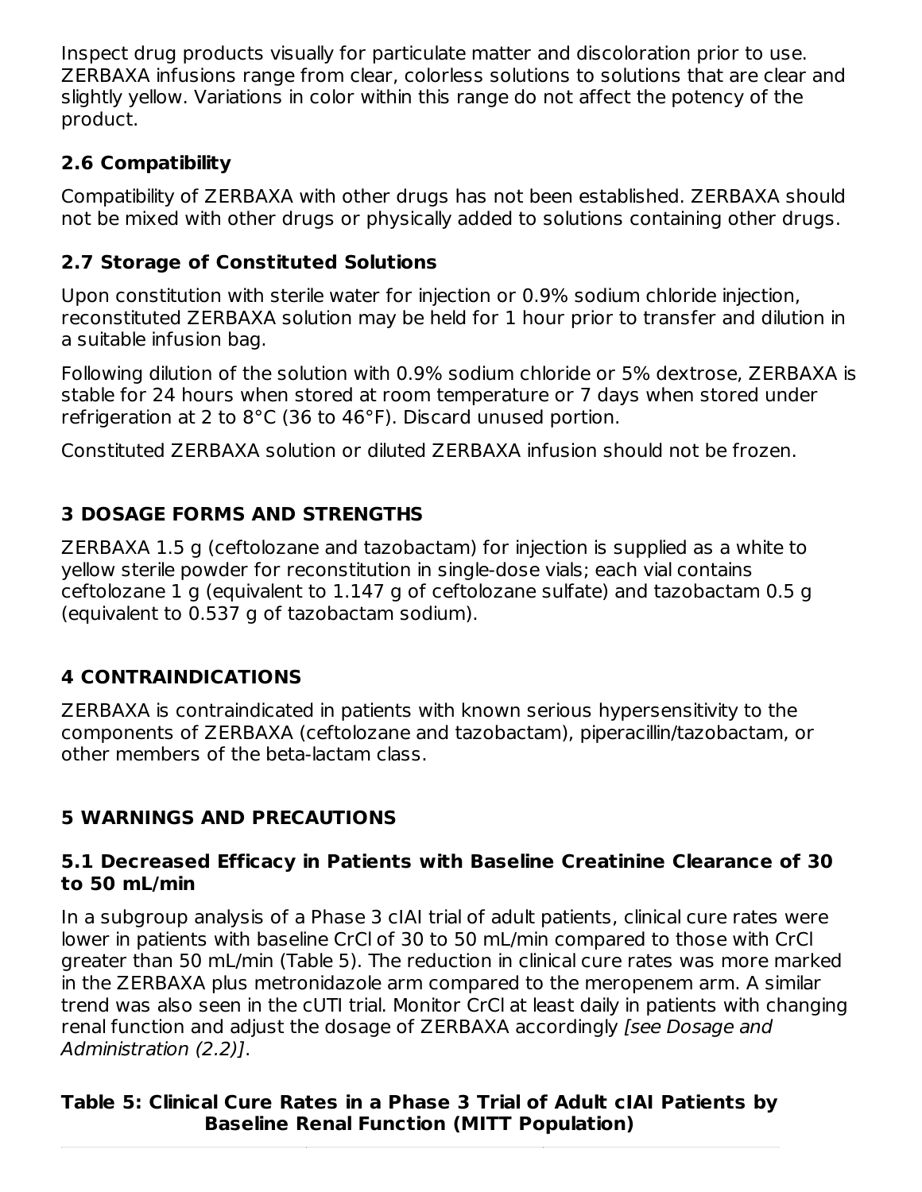Inspect drug products visually for particulate matter and discoloration prior to use. ZERBAXA infusions range from clear, colorless solutions to solutions that are clear and slightly yellow. Variations in color within this range do not affect the potency of the product.

### 2.6 Compatibility

Compatibility of ZERBAXA with other drugs has not been established. ZERBAXA should not be mixed with other drugs or physically added to solutions containing other drugs.

### 2.7 Storage of Constituted Solutions

Upon constitution with sterile water for injection or 0.9% sodium chloride injection, reconstituted ZERBAXA solution may be held for 1 hour prior to transfer and dilution in a suitable infusion bag.

Following dilution of the solution with 0.9% sodium chloride or 5% dextrose, ZERBAXA is stable for 24 hours when stored at room temperature or 7 days when stored under refrigeration at 2 to 8°C (36 to 46°F). Discard unused portion.

Constituted ZERBAXA solution or diluted ZERBAXA infusion should not be frozen.

## 3 DOSAGE FORMS AND STRENGTHS

ZERBAXA 1.5 g (ceftolozane and tazobactam) for injection is supplied as a white to yellow sterile powder for reconstitution in single-dose vials; each vial contains ceftolozane 1 g (equivalent to 1.147 g of ceftolozane sulfate) and tazobactam 0.5 g (equivalent to 0.537 g of tazobactam sodium).

## 4 CONTRAINDICATIONS

ZERBAXA is contraindicated in patients with known serious hypersensitivity to the components of ZERBAXA (ceftolozane and tazobactam), piperacillin/tazobactam, or other members of the beta-lactam class.

## 5 WARNINGS AND PRECAUTIONS

### 5.1 Decreased Efficacy in Patients with Baseline Creatinine Clearance of 30 to 50 mL/min

In a subgroup analysis of a Phase 3 cIAI trial of adult patients, clinical cure rates were lower in patients with baseline CrCl of 30 to 50 mL/min compared to those with CrCl greater than 50 mL/min (Table 5). The reduction in clinical cure rates was more marked in the ZERBAXA plus metronidazole arm compared to the meropenem arm. A similar trend was also seen in the cUTI trial. Monitor CrCl at least daily in patients with changing renal function and adjust the dosage of ZERBAXA accordingly *[see Dosage and Administration (2.2)]*.

**Table 5: Clinical Cure Rates in a Phase 3 Trial of Adult cIAI Patients by Baseline Renal Function (MITT Population)**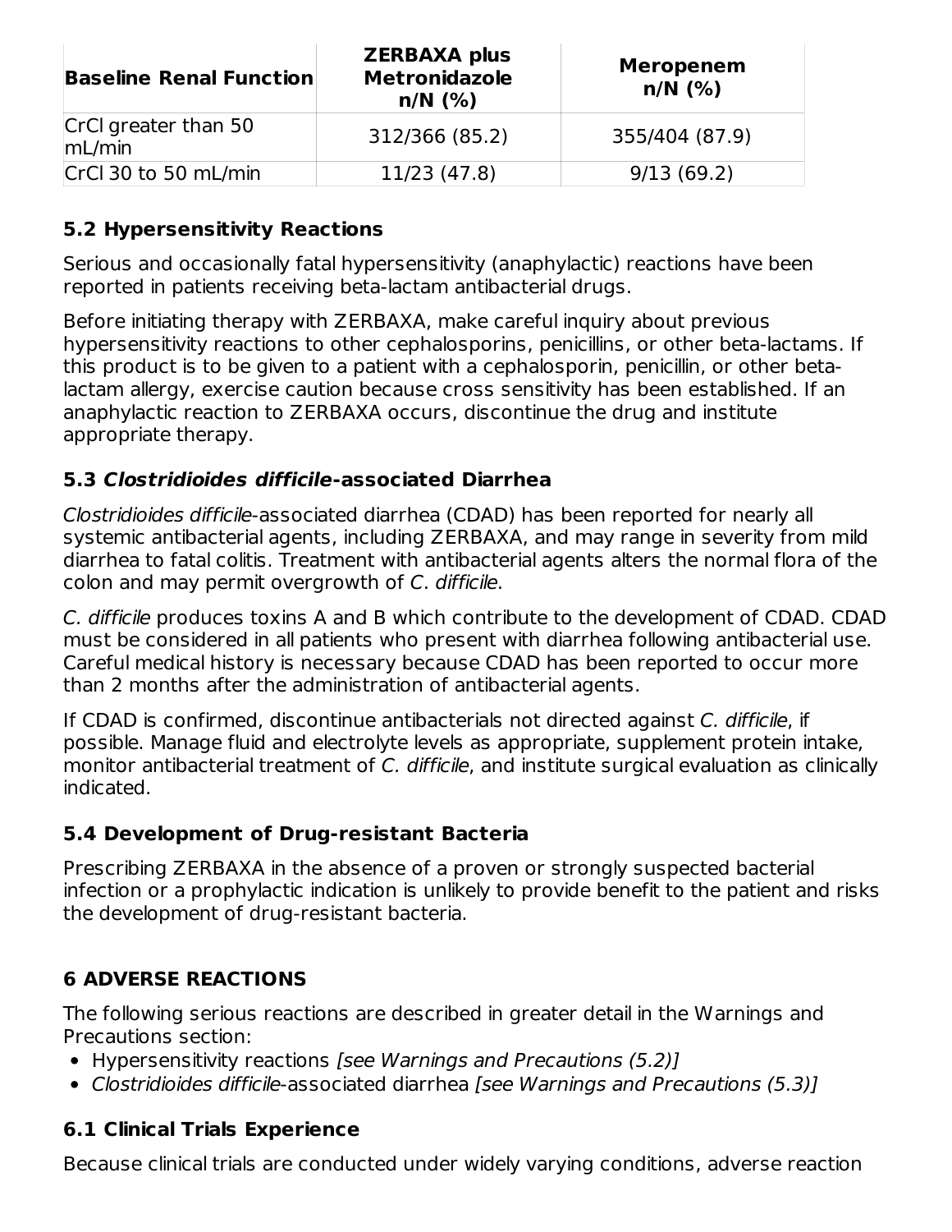| Baseline Renal Function | ZERBAXA plus Metronidazole n/N (%) | Meropenem n/N (%) |
| --- | --- | --- |
| CrCl greater than 50 mL/min | 312/366 (85.2) | 355/404 (87.9) |
| CrCl 30 to 50 mL/min | 11/23 (47.8) | 9/13 (69.2) |

### 5.2 Hypersensitivity Reactions

Serious and occasionally fatal hypersensitivity (anaphylactic) reactions have been reported in patients receiving beta-lactam antibacterial drugs.

Before initiating therapy with ZERBAXA, make careful inquiry about previous hypersensitivity reactions to other cephalosporins, penicillins, or other beta-lactams. If this product is to be given to a patient with a cephalosporin, penicillin, or other beta-lactam allergy, exercise caution because cross sensitivity has been established. If an anaphylactic reaction to ZERBAXA occurs, discontinue the drug and institute appropriate therapy.

### 5.3 *Clostridioides difficile*-associated Diarrhea

*Clostridioides difficile*-associated diarrhea (CDAD) has been reported for nearly all systemic antibacterial agents, including ZERBAXA, and may range in severity from mild diarrhea to fatal colitis. Treatment with antibacterial agents alters the normal flora of the colon and may permit overgrowth of *C. difficile*.

*C. difficile* produces toxins A and B which contribute to the development of CDAD. CDAD must be considered in all patients who present with diarrhea following antibacterial use. Careful medical history is necessary because CDAD has been reported to occur more than 2 months after the administration of antibacterial agents.

If CDAD is confirmed, discontinue antibacterials not directed against *C. difficile*, if possible. Manage fluid and electrolyte levels as appropriate, supplement protein intake, monitor antibacterial treatment of *C. difficile*, and institute surgical evaluation as clinically indicated.

### 5.4 Development of Drug-resistant Bacteria

Prescribing ZERBAXA in the absence of a proven or strongly suspected bacterial infection or a prophylactic indication is unlikely to provide benefit to the patient and risks the development of drug-resistant bacteria.

## 6 ADVERSE REACTIONS

The following serious reactions are described in greater detail in the Warnings and Precautions section:

- Hypersensitivity reactions *[see Warnings and Precautions (5.2)]*
- *Clostridioides difficile*-associated diarrhea *[see Warnings and Precautions (5.3)]*

### 6.1 Clinical Trials Experience

Because clinical trials are conducted under widely varying conditions, adverse reaction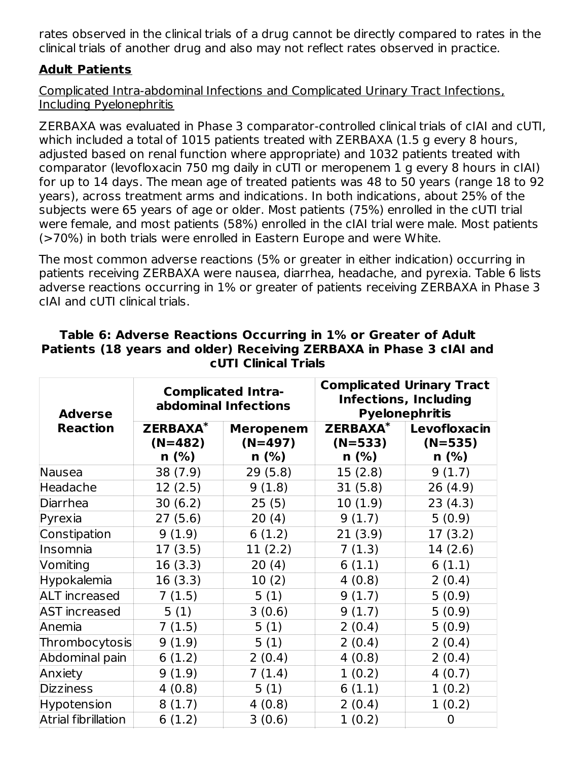rates observed in the clinical trials of a drug cannot be directly compared to rates in the clinical trials of another drug and also may not reflect rates observed in practice.

**Adult Patients**

Complicated Intra-abdominal Infections and Complicated Urinary Tract Infections, Including Pyelonephritis

ZERBAXA was evaluated in Phase 3 comparator-controlled clinical trials of cIAI and cUTI, which included a total of 1015 patients treated with ZERBAXA (1.5 g every 8 hours, adjusted based on renal function where appropriate) and 1032 patients treated with comparator (levofloxacin 750 mg daily in cUTI or meropenem 1 g every 8 hours in cIAI) for up to 14 days. The mean age of treated patients was 48 to 50 years (range 18 to 92 years), across treatment arms and indications. In both indications, about 25% of the subjects were 65 years of age or older. Most patients (75%) enrolled in the cUTI trial were female, and most patients (58%) enrolled in the cIAI trial were male. Most patients (>70%) in both trials were enrolled in Eastern Europe and were White.

The most common adverse reactions (5% or greater in either indication) occurring in patients receiving ZERBAXA were nausea, diarrhea, headache, and pyrexia. Table 6 lists adverse reactions occurring in 1% or greater of patients receiving ZERBAXA in Phase 3 cIAI and cUTI clinical trials.

**Table 6: Adverse Reactions Occurring in 1% or Greater of Adult Patients (18 years and older) Receiving ZERBAXA in Phase 3 cIAI and cUTI Clinical Trials**

| Adverse Reaction | Complicated Intra-abdominal Infections | | Complicated Urinary Tract Infections, Including Pyelonephritis | |
|---|---|---|---|---|
| | ZERBAXA* (N=482) n (%) | Meropenem (N=497) n (%) | ZERBAXA* (N=533) n (%) | Levofloxacin (N=535) n (%) |
| Nausea | 38 (7.9) | 29 (5.8) | 15 (2.8) | 9 (1.7) |
| Headache | 12 (2.5) | 9 (1.8) | 31 (5.8) | 26 (4.9) |
| Diarrhea | 30 (6.2) | 25 (5) | 10 (1.9) | 23 (4.3) |
| Pyrexia | 27 (5.6) | 20 (4) | 9 (1.7) | 5 (0.9) |
| Constipation | 9 (1.9) | 6 (1.2) | 21 (3.9) | 17 (3.2) |
| Insomnia | 17 (3.5) | 11 (2.2) | 7 (1.3) | 14 (2.6) |
| Vomiting | 16 (3.3) | 20 (4) | 6 (1.1) | 6 (1.1) |
| Hypokalemia | 16 (3.3) | 10 (2) | 4 (0.8) | 2 (0.4) |
| ALT increased | 7 (1.5) | 5 (1) | 9 (1.7) | 5 (0.9) |
| AST increased | 5 (1) | 3 (0.6) | 9 (1.7) | 5 (0.9) |
| Anemia | 7 (1.5) | 5 (1) | 2 (0.4) | 5 (0.9) |
| Thrombocytosis | 9 (1.9) | 5 (1) | 2 (0.4) | 2 (0.4) |
| Abdominal pain | 6 (1.2) | 2 (0.4) | 4 (0.8) | 2 (0.4) |
| Anxiety | 9 (1.9) | 7 (1.4) | 1 (0.2) | 4 (0.7) |
| Dizziness | 4 (0.8) | 5 (1) | 6 (1.1) | 1 (0.2) |
| Hypotension | 8 (1.7) | 4 (0.8) | 2 (0.4) | 1 (0.2) |
| Atrial fibrillation | 6 (1.2) | 3 (0.6) | 1 (0.2) | 0 |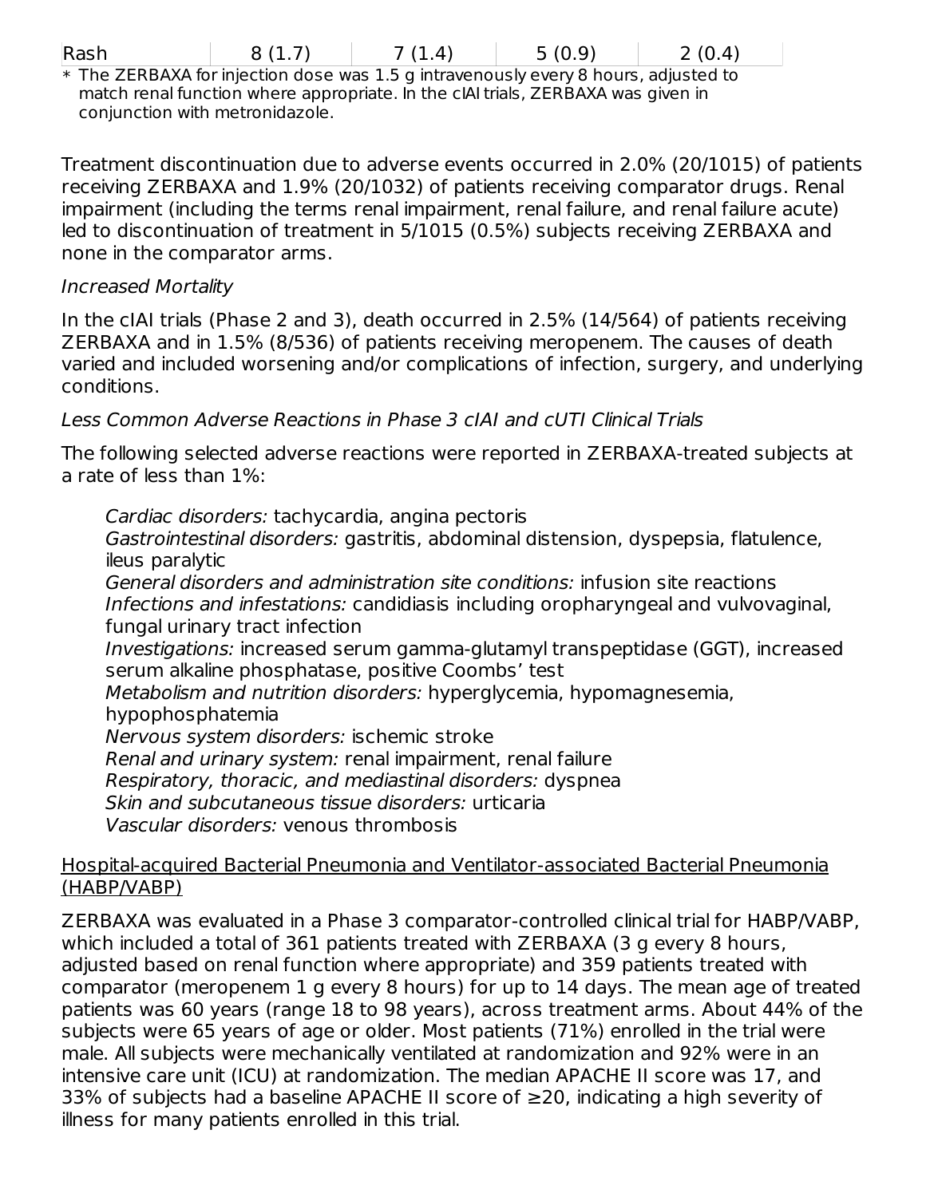| Rash | 8 (1.7) | 7 (1.4) | 5 (0.9) | 2 (0.4) |
|---|---|---|---|---|

* The ZERBAXA for injection dose was 1.5 g intravenously every 8 hours, adjusted to match renal function where appropriate. In the cIAI trials, ZERBAXA was given in conjunction with metronidazole.

Treatment discontinuation due to adverse events occurred in 2.0% (20/1015) of patients receiving ZERBAXA and 1.9% (20/1032) of patients receiving comparator drugs. Renal impairment (including the terms renal impairment, renal failure, and renal failure acute) led to discontinuation of treatment in 5/1015 (0.5%) subjects receiving ZERBAXA and none in the comparator arms.

*Increased Mortality*

In the cIAI trials (Phase 2 and 3), death occurred in 2.5% (14/564) of patients receiving ZERBAXA and in 1.5% (8/536) of patients receiving meropenem. The causes of death varied and included worsening and/or complications of infection, surgery, and underlying conditions.

*Less Common Adverse Reactions in Phase 3 cIAI and cUTI Clinical Trials*

The following selected adverse reactions were reported in ZERBAXA-treated subjects at a rate of less than 1%:

*Cardiac disorders:* tachycardia, angina pectoris
*Gastrointestinal disorders:* gastritis, abdominal distension, dyspepsia, flatulence, ileus paralytic
*General disorders and administration site conditions:* infusion site reactions
*Infections and infestations:* candidiasis including oropharyngeal and vulvovaginal, fungal urinary tract infection
*Investigations:* increased serum gamma-glutamyl transpeptidase (GGT), increased serum alkaline phosphatase, positive Coombs' test
*Metabolism and nutrition disorders:* hyperglycemia, hypomagnesemia, hypophosphatemia
*Nervous system disorders:* ischemic stroke
*Renal and urinary system:* renal impairment, renal failure
*Respiratory, thoracic, and mediastinal disorders:* dyspnea
*Skin and subcutaneous tissue disorders:* urticaria
*Vascular disorders:* venous thrombosis

<u>Hospital-acquired Bacterial Pneumonia and Ventilator-associated Bacterial Pneumonia (HABP/VABP)</u>

ZERBAXA was evaluated in a Phase 3 comparator-controlled clinical trial for HABP/VABP, which included a total of 361 patients treated with ZERBAXA (3 g every 8 hours, adjusted based on renal function where appropriate) and 359 patients treated with comparator (meropenem 1 g every 8 hours) for up to 14 days. The mean age of treated patients was 60 years (range 18 to 98 years), across treatment arms. About 44% of the subjects were 65 years of age or older. Most patients (71%) enrolled in the trial were male. All subjects were mechanically ventilated at randomization and 92% were in an intensive care unit (ICU) at randomization. The median APACHE II score was 17, and 33% of subjects had a baseline APACHE II score of ≥20, indicating a high severity of illness for many patients enrolled in this trial.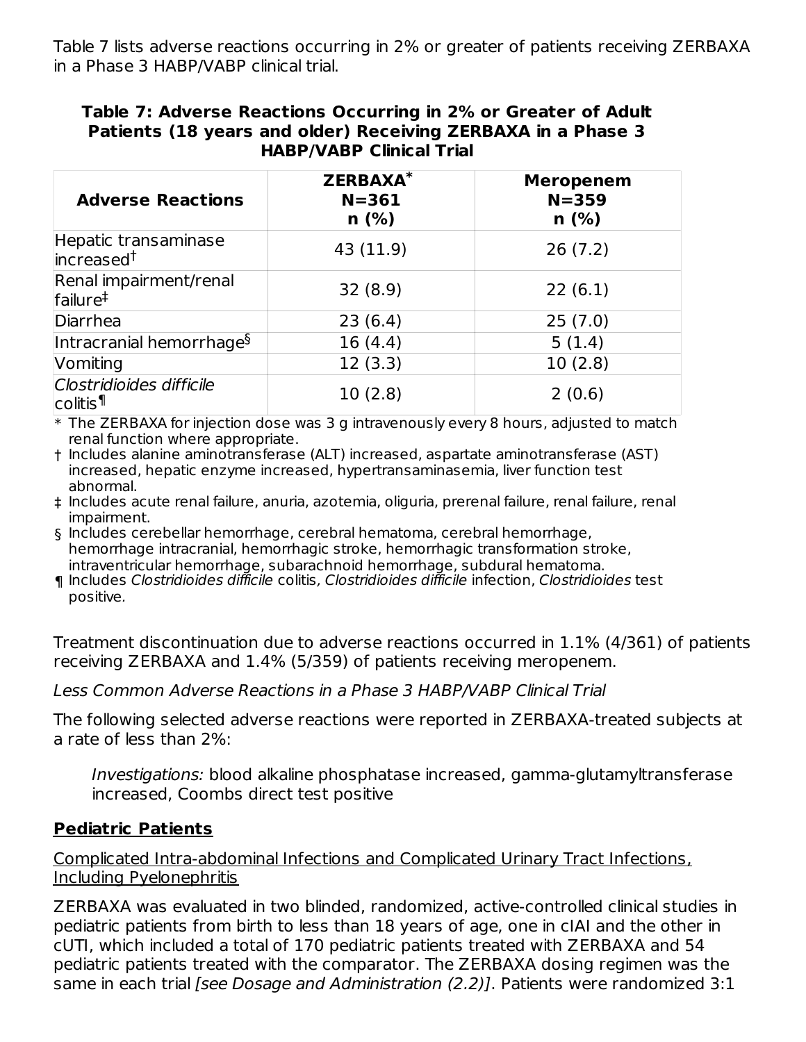Table 7 lists adverse reactions occurring in 2% or greater of patients receiving ZERBAXA in a Phase 3 HABP/VABP clinical trial.

**Table 7: Adverse Reactions Occurring in 2% or Greater of Adult Patients (18 years and older) Receiving ZERBAXA in a Phase 3 HABP/VABP Clinical Trial**

| Adverse Reactions | ZERBAXA* N=361 n (%) | Meropenem N=359 n (%) |
|---|---|---|
| Hepatic transaminase increased† | 43 (11.9) | 26 (7.2) |
| Renal impairment/renal failure‡ | 32 (8.9) | 22 (6.1) |
| Diarrhea | 23 (6.4) | 25 (7.0) |
| Intracranial hemorrhage§ | 16 (4.4) | 5 (1.4) |
| Vomiting | 12 (3.3) | 10 (2.8) |
| *Clostridioides difficile* colitis¶ | 10 (2.8) | 2 (0.6) |

\* The ZERBAXA for injection dose was 3 g intravenously every 8 hours, adjusted to match renal function where appropriate.

† Includes alanine aminotransferase (ALT) increased, aspartate aminotransferase (AST) increased, hepatic enzyme increased, hypertransaminasemia, liver function test abnormal.

‡ Includes acute renal failure, anuria, azotemia, oliguria, prerenal failure, renal failure, renal impairment.

§ Includes cerebellar hemorrhage, cerebral hematoma, cerebral hemorrhage, hemorrhage intracranial, hemorrhagic stroke, hemorrhagic transformation stroke, intraventricular hemorrhage, subarachnoid hemorrhage, subdural hematoma.

¶ Includes *Clostridioides difficile* colitis, *Clostridioides difficile* infection, *Clostridioides* test positive.

Treatment discontinuation due to adverse reactions occurred in 1.1% (4/361) of patients receiving ZERBAXA and 1.4% (5/359) of patients receiving meropenem.

*Less Common Adverse Reactions in a Phase 3 HABP/VABP Clinical Trial*

The following selected adverse reactions were reported in ZERBAXA-treated subjects at a rate of less than 2%:

> *Investigations:* blood alkaline phosphatase increased, gamma-glutamyltransferase increased, Coombs direct test positive

**Pediatric Patients**

Complicated Intra-abdominal Infections and Complicated Urinary Tract Infections, Including Pyelonephritis

ZERBAXA was evaluated in two blinded, randomized, active-controlled clinical studies in pediatric patients from birth to less than 18 years of age, one in cIAI and the other in cUTI, which included a total of 170 pediatric patients treated with ZERBAXA and 54 pediatric patients treated with the comparator. The ZERBAXA dosing regimen was the same in each trial *[see Dosage and Administration (2.2)]*. Patients were randomized 3:1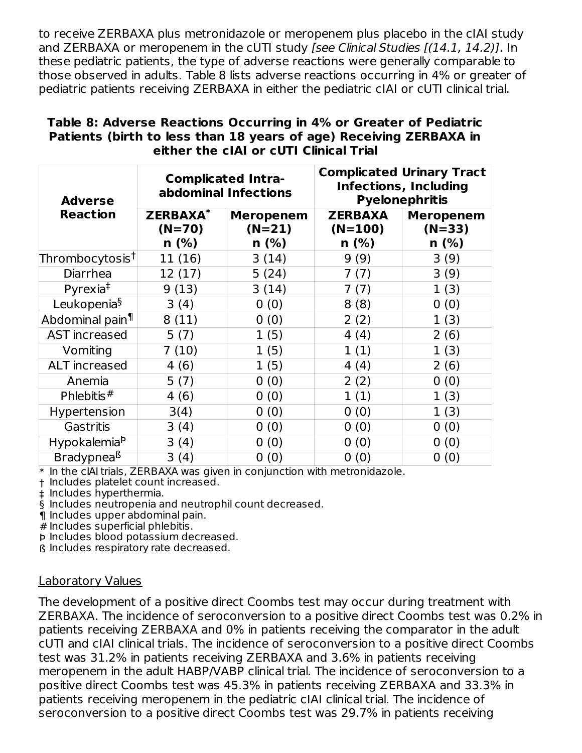to receive ZERBAXA plus metronidazole or meropenem plus placebo in the cIAI study and ZERBAXA or meropenem in the cUTI study *[see Clinical Studies [(14.1, 14.2)]*. In these pediatric patients, the type of adverse reactions were generally comparable to those observed in adults. Table 8 lists adverse reactions occurring in 4% or greater of pediatric patients receiving ZERBAXA in either the pediatric cIAI or cUTI clinical trial.

**Table 8: Adverse Reactions Occurring in 4% or Greater of Pediatric Patients (birth to less than 18 years of age) Receiving ZERBAXA in either the cIAI or cUTI Clinical Trial**

| Adverse Reaction | Complicated Intra-abdominal Infections | | Complicated Urinary Tract Infections, Including Pyelonephritis | |
|---|---|---|---|---|
| | ZERBAXA* (N=70) n (%) | Meropenem (N=21) n (%) | ZERBAXA (N=100) n (%) | Meropenem (N=33) n (%) |
| Thrombocytosis† | 11 (16) | 3 (14) | 9 (9) | 3 (9) |
| Diarrhea | 12 (17) | 5 (24) | 7 (7) | 3 (9) |
| Pyrexia‡ | 9 (13) | 3 (14) | 7 (7) | 1 (3) |
| Leukopenia§ | 3 (4) | 0 (0) | 8 (8) | 0 (0) |
| Abdominal pain¶ | 8 (11) | 0 (0) | 2 (2) | 1 (3) |
| AST increased | 5 (7) | 1 (5) | 4 (4) | 2 (6) |
| Vomiting | 7 (10) | 1 (5) | 1 (1) | 1 (3) |
| ALT increased | 4 (6) | 1 (5) | 4 (4) | 2 (6) |
| Anemia | 5 (7) | 0 (0) | 2 (2) | 0 (0) |
| Phlebitis# | 4 (6) | 0 (0) | 1 (1) | 1 (3) |
| Hypertension | 3(4) | 0 (0) | 0 (0) | 1 (3) |
| Gastritis | 3 (4) | 0 (0) | 0 (0) | 0 (0) |
| Hypokalemiaþ | 3 (4) | 0 (0) | 0 (0) | 0 (0) |
| Bradypneaß | 3 (4) | 0 (0) | 0 (0) | 0 (0) |

\* In the cIAI trials, ZERBAXA was given in conjunction with metronidazole.
† Includes platelet count increased.
‡ Includes hyperthermia.
§ Includes neutropenia and neutrophil count decreased.
¶ Includes upper abdominal pain.
# Includes superficial phlebitis.
þ Includes blood potassium decreased.
ß Includes respiratory rate decreased.

<u>Laboratory Values</u>

The development of a positive direct Coombs test may occur during treatment with ZERBAXA. The incidence of seroconversion to a positive direct Coombs test was 0.2% in patients receiving ZERBAXA and 0% in patients receiving the comparator in the adult cUTI and cIAI clinical trials. The incidence of seroconversion to a positive direct Coombs test was 31.2% in patients receiving ZERBAXA and 3.6% in patients receiving meropenem in the adult HABP/VABP clinical trial. The incidence of seroconversion to a positive direct Coombs test was 45.3% in patients receiving ZERBAXA and 33.3% in patients receiving meropenem in the pediatric cIAI clinical trial. The incidence of seroconversion to a positive direct Coombs test was 29.7% in patients receiving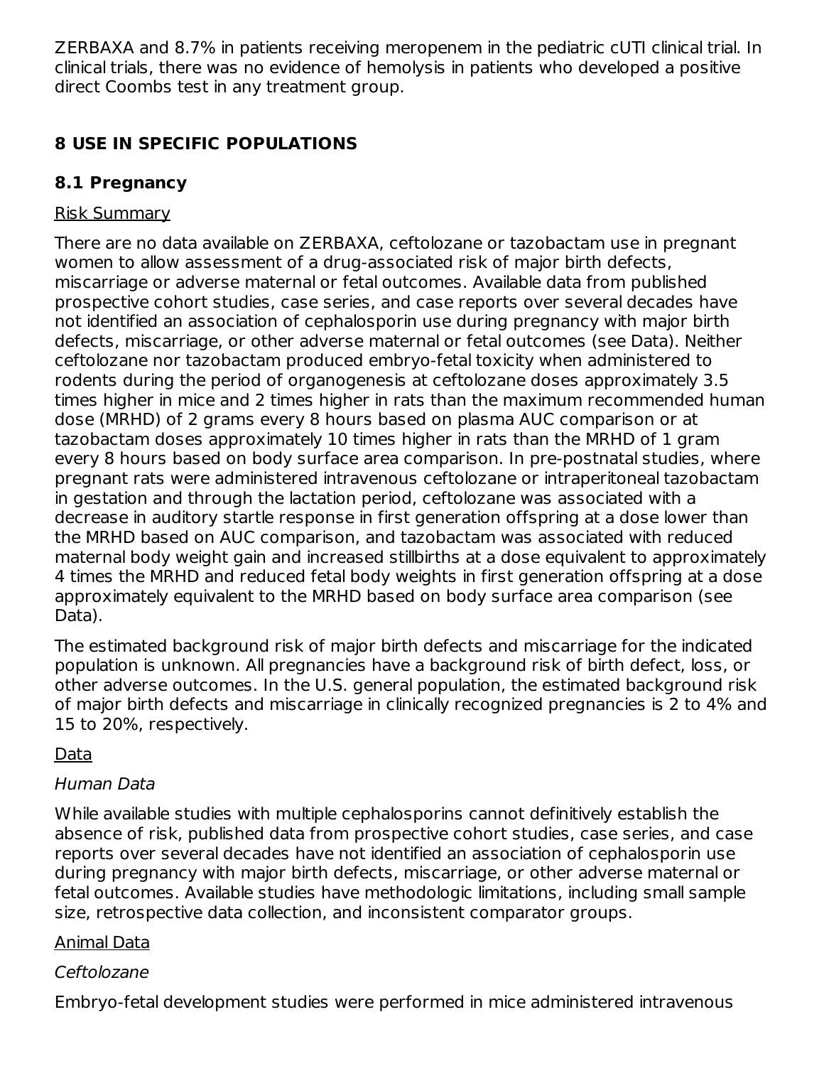ZERBAXA and 8.7% in patients receiving meropenem in the pediatric cUTI clinical trial. In clinical trials, there was no evidence of hemolysis in patients who developed a positive direct Coombs test in any treatment group.

## 8 USE IN SPECIFIC POPULATIONS

### 8.1 Pregnancy

Risk Summary

There are no data available on ZERBAXA, ceftolozane or tazobactam use in pregnant women to allow assessment of a drug-associated risk of major birth defects, miscarriage or adverse maternal or fetal outcomes. Available data from published prospective cohort studies, case series, and case reports over several decades have not identified an association of cephalosporin use during pregnancy with major birth defects, miscarriage, or other adverse maternal or fetal outcomes (see Data). Neither ceftolozane nor tazobactam produced embryo-fetal toxicity when administered to rodents during the period of organogenesis at ceftolozane doses approximately 3.5 times higher in mice and 2 times higher in rats than the maximum recommended human dose (MRHD) of 2 grams every 8 hours based on plasma AUC comparison or at tazobactam doses approximately 10 times higher in rats than the MRHD of 1 gram every 8 hours based on body surface area comparison. In pre-postnatal studies, where pregnant rats were administered intravenous ceftolozane or intraperitoneal tazobactam in gestation and through the lactation period, ceftolozane was associated with a decrease in auditory startle response in first generation offspring at a dose lower than the MRHD based on AUC comparison, and tazobactam was associated with reduced maternal body weight gain and increased stillbirths at a dose equivalent to approximately 4 times the MRHD and reduced fetal body weights in first generation offspring at a dose approximately equivalent to the MRHD based on body surface area comparison (see Data).

The estimated background risk of major birth defects and miscarriage for the indicated population is unknown. All pregnancies have a background risk of birth defect, loss, or other adverse outcomes. In the U.S. general population, the estimated background risk of major birth defects and miscarriage in clinically recognized pregnancies is 2 to 4% and 15 to 20%, respectively.

Data

*Human Data*

While available studies with multiple cephalosporins cannot definitively establish the absence of risk, published data from prospective cohort studies, case series, and case reports over several decades have not identified an association of cephalosporin use during pregnancy with major birth defects, miscarriage, or other adverse maternal or fetal outcomes. Available studies have methodologic limitations, including small sample size, retrospective data collection, and inconsistent comparator groups.

Animal Data

*Ceftolozane*

Embryo-fetal development studies were performed in mice administered intravenous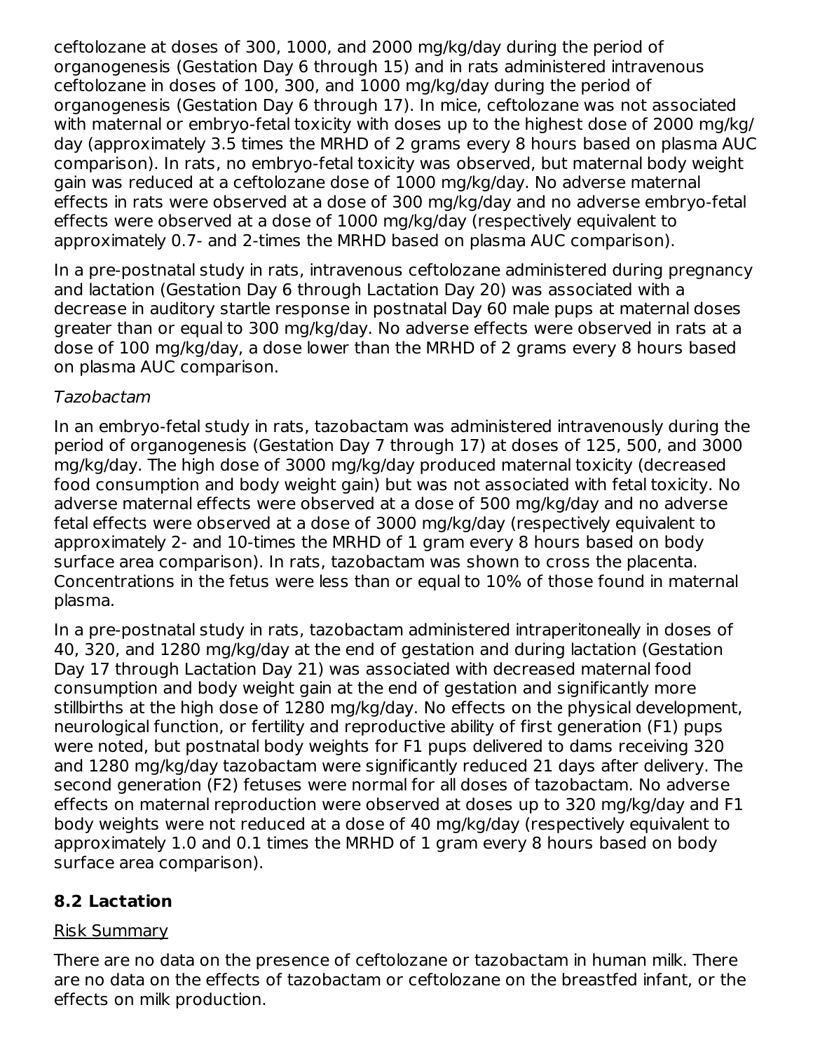ceftolozane at doses of 300, 1000, and 2000 mg/kg/day during the period of organogenesis (Gestation Day 6 through 15) and in rats administered intravenous ceftolozane in doses of 100, 300, and 1000 mg/kg/day during the period of organogenesis (Gestation Day 6 through 17). In mice, ceftolozane was not associated with maternal or embryo-fetal toxicity with doses up to the highest dose of 2000 mg/kg/day (approximately 3.5 times the MRHD of 2 grams every 8 hours based on plasma AUC comparison). In rats, no embryo-fetal toxicity was observed, but maternal body weight gain was reduced at a ceftolozane dose of 1000 mg/kg/day. No adverse maternal effects in rats were observed at a dose of 300 mg/kg/day and no adverse embryo-fetal effects were observed at a dose of 1000 mg/kg/day (respectively equivalent to approximately 0.7- and 2-times the MRHD based on plasma AUC comparison).

In a pre-postnatal study in rats, intravenous ceftolozane administered during pregnancy and lactation (Gestation Day 6 through Lactation Day 20) was associated with a decrease in auditory startle response in postnatal Day 60 male pups at maternal doses greater than or equal to 300 mg/kg/day. No adverse effects were observed in rats at a dose of 100 mg/kg/day, a dose lower than the MRHD of 2 grams every 8 hours based on plasma AUC comparison.

*Tazobactam*

In an embryo-fetal study in rats, tazobactam was administered intravenously during the period of organogenesis (Gestation Day 7 through 17) at doses of 125, 500, and 3000 mg/kg/day. The high dose of 3000 mg/kg/day produced maternal toxicity (decreased food consumption and body weight gain) but was not associated with fetal toxicity. No adverse maternal effects were observed at a dose of 500 mg/kg/day and no adverse fetal effects were observed at a dose of 3000 mg/kg/day (respectively equivalent to approximately 2- and 10-times the MRHD of 1 gram every 8 hours based on body surface area comparison). In rats, tazobactam was shown to cross the placenta. Concentrations in the fetus were less than or equal to 10% of those found in maternal plasma.

In a pre-postnatal study in rats, tazobactam administered intraperitoneally in doses of 40, 320, and 1280 mg/kg/day at the end of gestation and during lactation (Gestation Day 17 through Lactation Day 21) was associated with decreased maternal food consumption and body weight gain at the end of gestation and significantly more stillbirths at the high dose of 1280 mg/kg/day. No effects on the physical development, neurological function, or fertility and reproductive ability of first generation (F1) pups were noted, but postnatal body weights for F1 pups delivered to dams receiving 320 and 1280 mg/kg/day tazobactam were significantly reduced 21 days after delivery. The second generation (F2) fetuses were normal for all doses of tazobactam. No adverse effects on maternal reproduction were observed at doses up to 320 mg/kg/day and F1 body weights were not reduced at a dose of 40 mg/kg/day (respectively equivalent to approximately 1.0 and 0.1 times the MRHD of 1 gram every 8 hours based on body surface area comparison).

## 8.2 Lactation

Risk Summary

There are no data on the presence of ceftolozane or tazobactam in human milk. There are no data on the effects of tazobactam or ceftolozane on the breastfed infant, or the effects on milk production.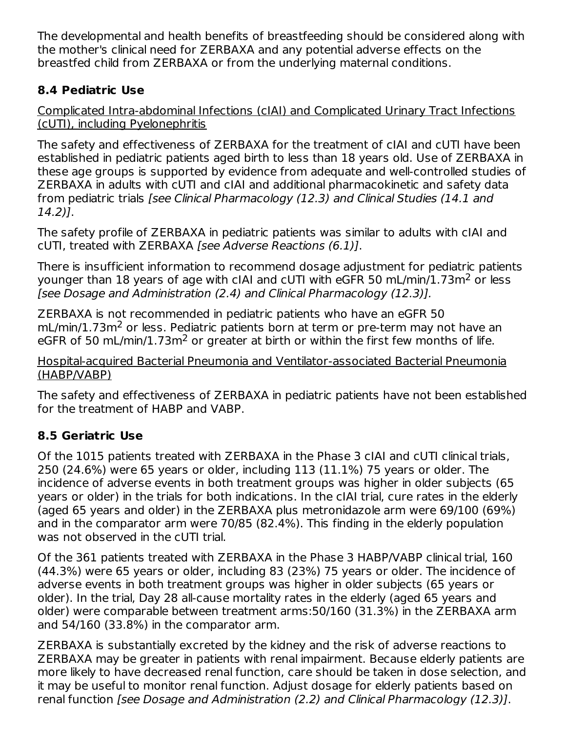The developmental and health benefits of breastfeeding should be considered along with the mother's clinical need for ZERBAXA and any potential adverse effects on the breastfed child from ZERBAXA or from the underlying maternal conditions.

### 8.4 Pediatric Use

Complicated Intra-abdominal Infections (cIAI) and Complicated Urinary Tract Infections (cUTI), including Pyelonephritis

The safety and effectiveness of ZERBAXA for the treatment of cIAI and cUTI have been established in pediatric patients aged birth to less than 18 years old. Use of ZERBAXA in these age groups is supported by evidence from adequate and well-controlled studies of ZERBAXA in adults with cUTI and cIAI and additional pharmacokinetic and safety data from pediatric trials *[see Clinical Pharmacology (12.3) and Clinical Studies (14.1 and 14.2)]*.

The safety profile of ZERBAXA in pediatric patients was similar to adults with cIAI and cUTI, treated with ZERBAXA *[see Adverse Reactions (6.1)]*.

There is insufficient information to recommend dosage adjustment for pediatric patients younger than 18 years of age with cIAI and cUTI with eGFR 50 mL/min/1.73m$^2$ or less *[see Dosage and Administration (2.4) and Clinical Pharmacology (12.3)].*

ZERBAXA is not recommended in pediatric patients who have an eGFR 50 mL/min/1.73m$^2$ or less. Pediatric patients born at term or pre-term may not have an eGFR of 50 mL/min/1.73m$^2$ or greater at birth or within the first few months of life.

Hospital-acquired Bacterial Pneumonia and Ventilator-associated Bacterial Pneumonia (HABP/VABP)

The safety and effectiveness of ZERBAXA in pediatric patients have not been established for the treatment of HABP and VABP.

### 8.5 Geriatric Use

Of the 1015 patients treated with ZERBAXA in the Phase 3 cIAI and cUTI clinical trials, 250 (24.6%) were 65 years or older, including 113 (11.1%) 75 years or older. The incidence of adverse events in both treatment groups was higher in older subjects (65 years or older) in the trials for both indications. In the cIAI trial, cure rates in the elderly (aged 65 years and older) in the ZERBAXA plus metronidazole arm were 69/100 (69%) and in the comparator arm were 70/85 (82.4%). This finding in the elderly population was not observed in the cUTI trial.

Of the 361 patients treated with ZERBAXA in the Phase 3 HABP/VABP clinical trial, 160 (44.3%) were 65 years or older, including 83 (23%) 75 years or older. The incidence of adverse events in both treatment groups was higher in older subjects (65 years or older). In the trial, Day 28 all-cause mortality rates in the elderly (aged 65 years and older) were comparable between treatment arms:50/160 (31.3%) in the ZERBAXA arm and 54/160 (33.8%) in the comparator arm.

ZERBAXA is substantially excreted by the kidney and the risk of adverse reactions to ZERBAXA may be greater in patients with renal impairment. Because elderly patients are more likely to have decreased renal function, care should be taken in dose selection, and it may be useful to monitor renal function. Adjust dosage for elderly patients based on renal function *[see Dosage and Administration (2.2) and Clinical Pharmacology (12.3)]*.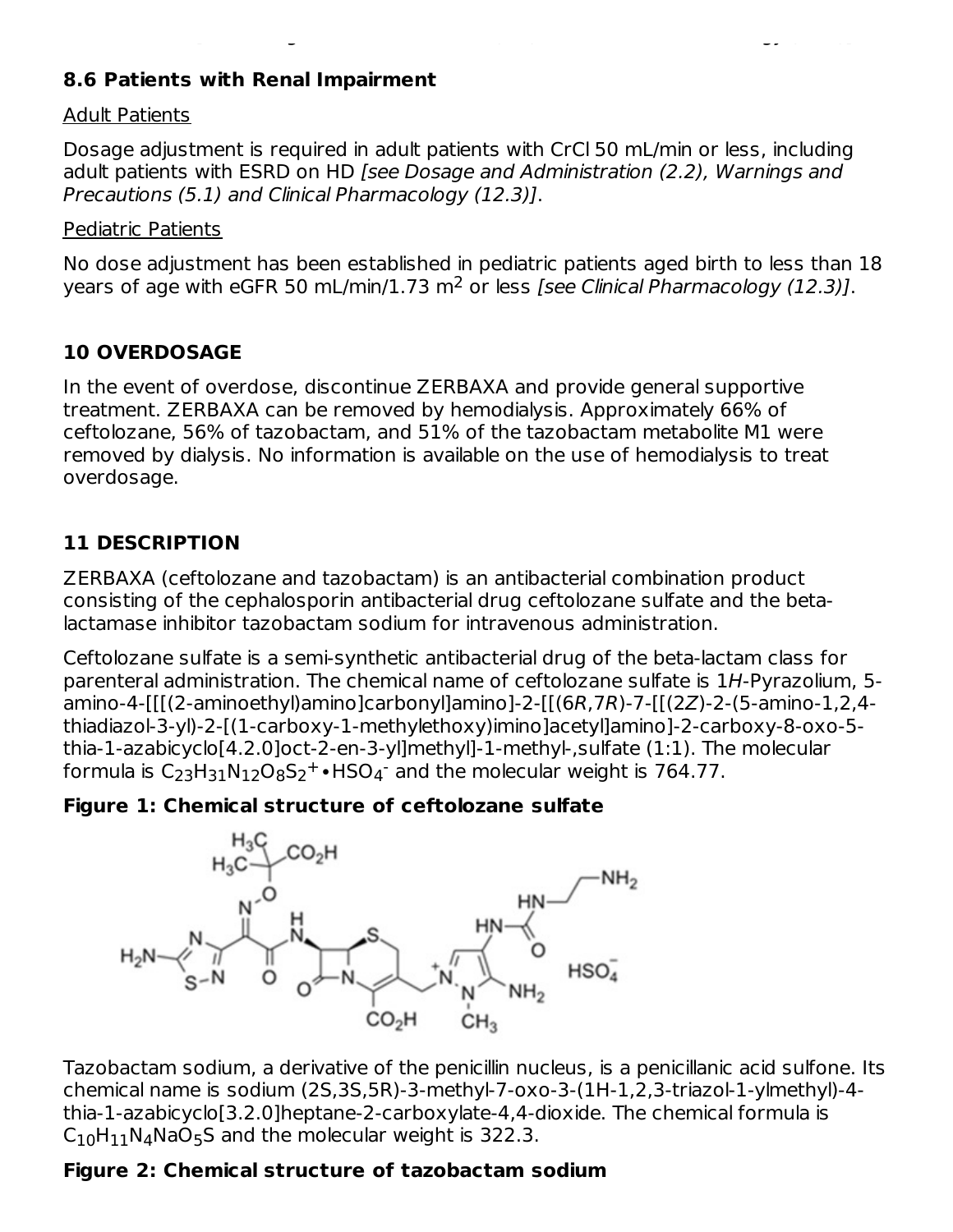## 8.6 Patients with Renal Impairment

Adult Patients

Dosage adjustment is required in adult patients with CrCl 50 mL/min or less, including adult patients with ESRD on HD *[see Dosage and Administration (2.2), Warnings and Precautions (5.1) and Clinical Pharmacology (12.3)]*.

Pediatric Patients

No dose adjustment has been established in pediatric patients aged birth to less than 18 years of age with eGFR 50 mL/min/1.73 $m^2$ or less *[see Clinical Pharmacology (12.3)]*.

## 10 OVERDOSAGE

In the event of overdose, discontinue ZERBAXA and provide general supportive treatment. ZERBAXA can be removed by hemodialysis. Approximately 66% of ceftolozane, 56% of tazobactam, and 51% of the tazobactam metabolite M1 were removed by dialysis. No information is available on the use of hemodialysis to treat overdosage.

## 11 DESCRIPTION

ZERBAXA (ceftolozane and tazobactam) is an antibacterial combination product consisting of the cephalosporin antibacterial drug ceftolozane sulfate and the beta-lactamase inhibitor tazobactam sodium for intravenous administration.

Ceftolozane sulfate is a semi-synthetic antibacterial drug of the beta-lactam class for parenteral administration. The chemical name of ceftolozane sulfate is 1*H*-Pyrazolium, 5-amino-4-[[[(2-aminoethyl)amino]carbonyl]amino]-2-[[(6*R*,7*R*)-7-[[(2*Z*)-2-(5-amino-1,2,4-thiadiazol-3-yl)-2-[(1-carboxy-1-methylethoxy)imino]acetyl]amino]-2-carboxy-8-oxo-5-thia-1-azabicyclo[4.2.0]oct-2-en-3-yl]methyl]-1-methyl-,sulfate (1:1). The molecular formula is $C_{23}H_{31}N_{12}O_8S_2^{+} \bullet HSO_4^{-}$ and the molecular weight is 764.77.

**Figure 1: Chemical structure of ceftolozane sulfate**

Tazobactam sodium, a derivative of the penicillin nucleus, is a penicillanic acid sulfone. Its chemical name is sodium (2S,3S,5R)-3-methyl-7-oxo-3-(1H-1,2,3-triazol-1-ylmethyl)-4-thia-1-azabicyclo[3.2.0]heptane-2-carboxylate-4,4-dioxide. The chemical formula is $C_{10}H_{11}N_4NaO_5S$ and the molecular weight is 322.3.

**Figure 2: Chemical structure of tazobactam sodium**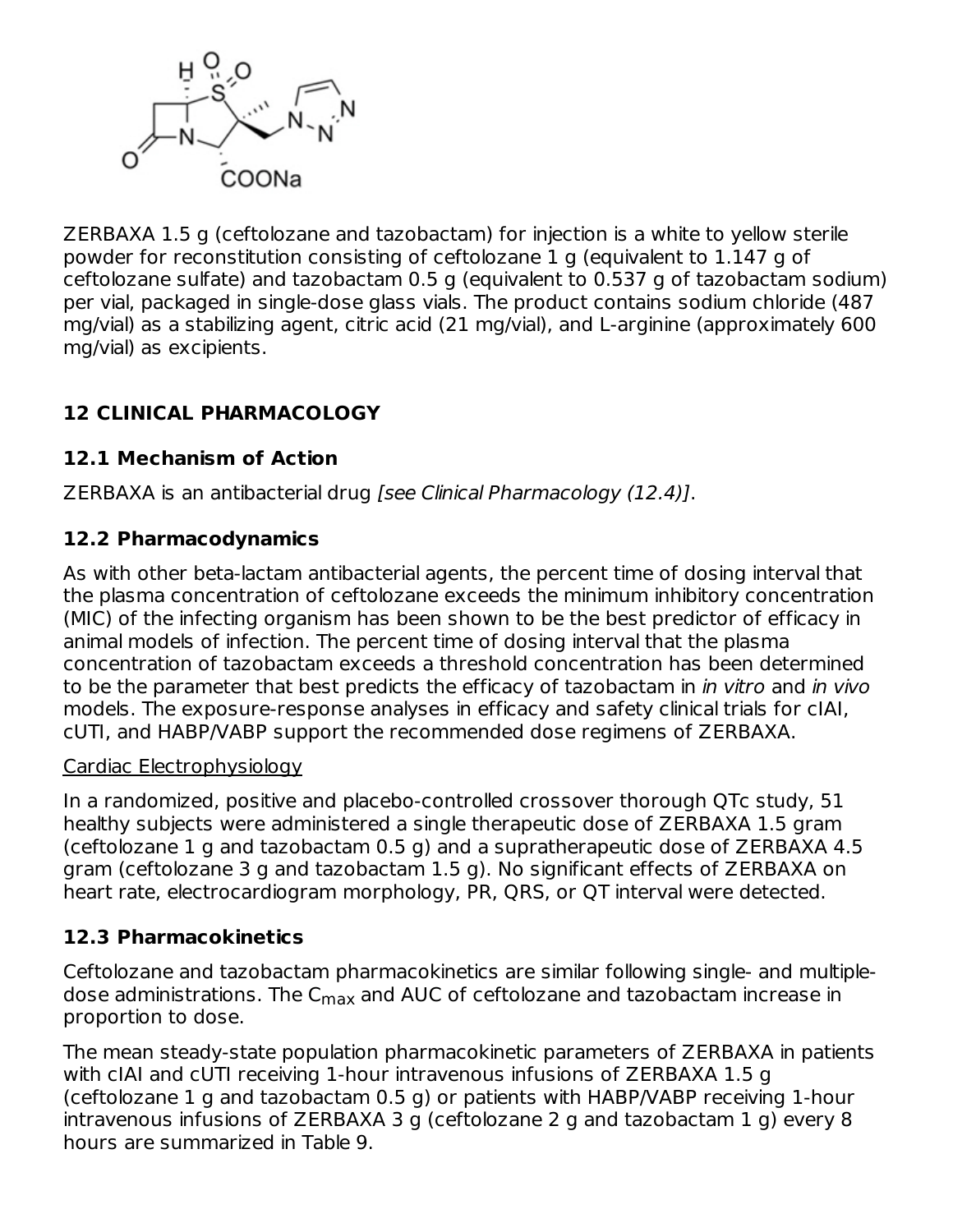ZERBAXA 1.5 g (ceftolozane and tazobactam) for injection is a white to yellow sterile powder for reconstitution consisting of ceftolozane 1 g (equivalent to 1.147 g of ceftolozane sulfate) and tazobactam 0.5 g (equivalent to 0.537 g of tazobactam sodium) per vial, packaged in single-dose glass vials. The product contains sodium chloride (487 mg/vial) as a stabilizing agent, citric acid (21 mg/vial), and L-arginine (approximately 600 mg/vial) as excipients.

## 12 CLINICAL PHARMACOLOGY

### 12.1 Mechanism of Action

ZERBAXA is an antibacterial drug *[see Clinical Pharmacology (12.4)]*.

### 12.2 Pharmacodynamics

As with other beta-lactam antibacterial agents, the percent time of dosing interval that the plasma concentration of ceftolozane exceeds the minimum inhibitory concentration (MIC) of the infecting organism has been shown to be the best predictor of efficacy in animal models of infection. The percent time of dosing interval that the plasma concentration of tazobactam exceeds a threshold concentration has been determined to be the parameter that best predicts the efficacy of tazobactam in *in vitro* and *in vivo* models. The exposure-response analyses in efficacy and safety clinical trials for cIAI, cUTI, and HABP/VABP support the recommended dose regimens of ZERBAXA.

Cardiac Electrophysiology

In a randomized, positive and placebo-controlled crossover thorough QTc study, 51 healthy subjects were administered a single therapeutic dose of ZERBAXA 1.5 gram (ceftolozane 1 g and tazobactam 0.5 g) and a supratherapeutic dose of ZERBAXA 4.5 gram (ceftolozane 3 g and tazobactam 1.5 g). No significant effects of ZERBAXA on heart rate, electrocardiogram morphology, PR, QRS, or QT interval were detected.

### 12.3 Pharmacokinetics

Ceftolozane and tazobactam pharmacokinetics are similar following single- and multiple-dose administrations. The $C_{max}$ and AUC of ceftolozane and tazobactam increase in proportion to dose.

The mean steady-state population pharmacokinetic parameters of ZERBAXA in patients with cIAI and cUTI receiving 1-hour intravenous infusions of ZERBAXA 1.5 g (ceftolozane 1 g and tazobactam 0.5 g) or patients with HABP/VABP receiving 1-hour intravenous infusions of ZERBAXA 3 g (ceftolozane 2 g and tazobactam 1 g) every 8 hours are summarized in Table 9.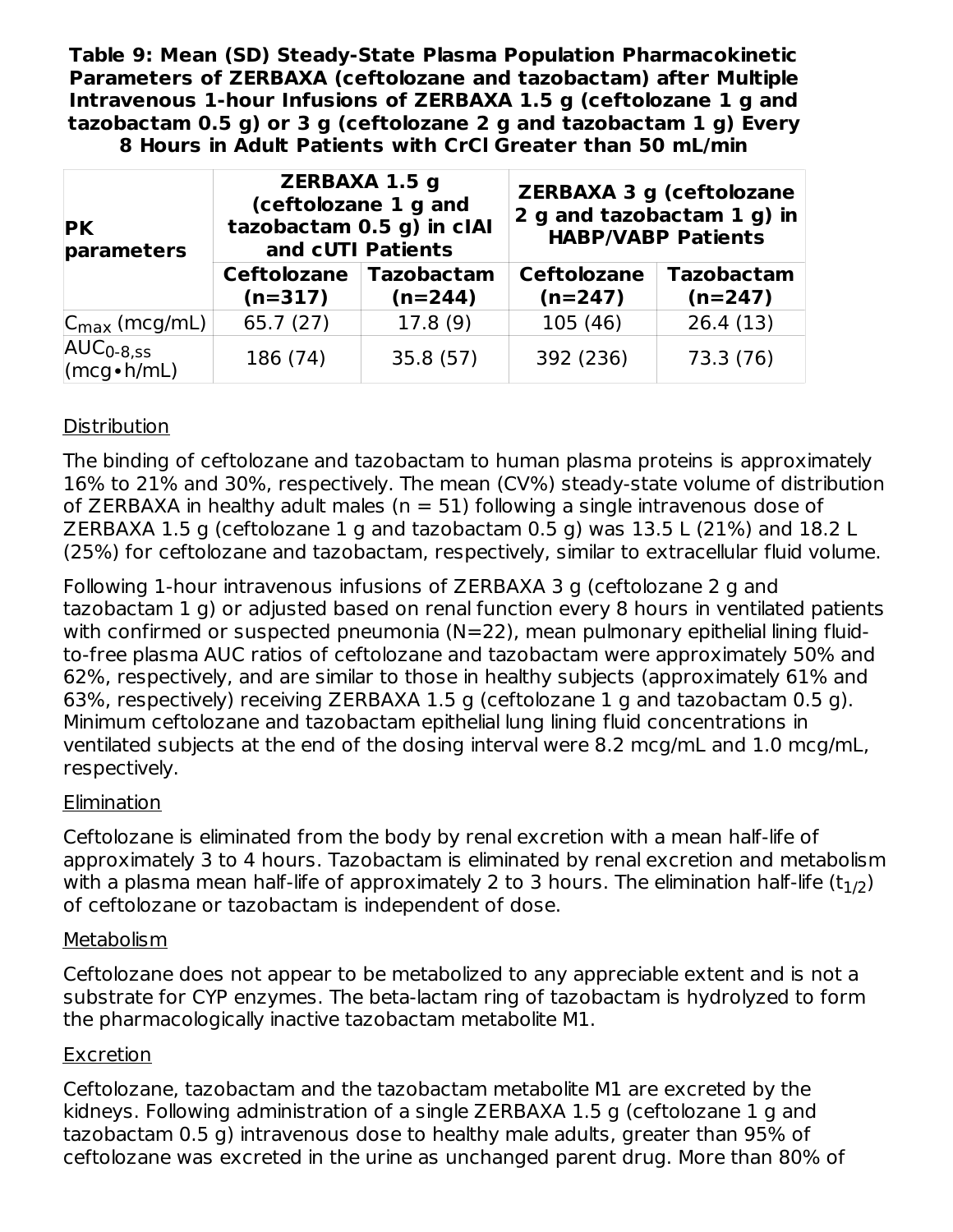**Table 9: Mean (SD) Steady-State Plasma Population Pharmacokinetic Parameters of ZERBAXA (ceftolozane and tazobactam) after Multiple Intravenous 1-hour Infusions of ZERBAXA 1.5 g (ceftolozane 1 g and tazobactam 0.5 g) or 3 g (ceftolozane 2 g and tazobactam 1 g) Every 8 Hours in Adult Patients with CrCl Greater than 50 mL/min**

| PK parameters | ZERBAXA 1.5 g (ceftolozane 1 g and tazobactam 0.5 g) in cIAI and cUTI Patients | | ZERBAXA 3 g (ceftolozane 2 g and tazobactam 1 g) in HABP/VABP Patients | |
|---|---|---|---|---|
| | Ceftolozane (n=317) | Tazobactam (n=244) | Ceftolozane (n=247) | Tazobactam (n=247) |
| $C_{max}$ (mcg/mL) | 65.7 (27) | 17.8 (9) | 105 (46) | 26.4 (13) |
| $AUC_{0\text{-}8,ss}$ (mcg•h/mL) | 186 (74) | 35.8 (57) | 392 (236) | 73.3 (76) |

Distribution

The binding of ceftolozane and tazobactam to human plasma proteins is approximately 16% to 21% and 30%, respectively. The mean (CV%) steady-state volume of distribution of ZERBAXA in healthy adult males (n = 51) following a single intravenous dose of ZERBAXA 1.5 g (ceftolozane 1 g and tazobactam 0.5 g) was 13.5 L (21%) and 18.2 L (25%) for ceftolozane and tazobactam, respectively, similar to extracellular fluid volume.

Following 1-hour intravenous infusions of ZERBAXA 3 g (ceftolozane 2 g and tazobactam 1 g) or adjusted based on renal function every 8 hours in ventilated patients with confirmed or suspected pneumonia (N=22), mean pulmonary epithelial lining fluid-to-free plasma AUC ratios of ceftolozane and tazobactam were approximately 50% and 62%, respectively, and are similar to those in healthy subjects (approximately 61% and 63%, respectively) receiving ZERBAXA 1.5 g (ceftolozane 1 g and tazobactam 0.5 g). Minimum ceftolozane and tazobactam epithelial lung lining fluid concentrations in ventilated subjects at the end of the dosing interval were 8.2 mcg/mL and 1.0 mcg/mL, respectively.

Elimination

Ceftolozane is eliminated from the body by renal excretion with a mean half-life of approximately 3 to 4 hours. Tazobactam is eliminated by renal excretion and metabolism with a plasma mean half-life of approximately 2 to 3 hours. The elimination half-life ($t_{1/2}$) of ceftolozane or tazobactam is independent of dose.

Metabolism

Ceftolozane does not appear to be metabolized to any appreciable extent and is not a substrate for CYP enzymes. The beta-lactam ring of tazobactam is hydrolyzed to form the pharmacologically inactive tazobactam metabolite M1.

Excretion

Ceftolozane, tazobactam and the tazobactam metabolite M1 are excreted by the kidneys. Following administration of a single ZERBAXA 1.5 g (ceftolozane 1 g and tazobactam 0.5 g) intravenous dose to healthy male adults, greater than 95% of ceftolozane was excreted in the urine as unchanged parent drug. More than 80% of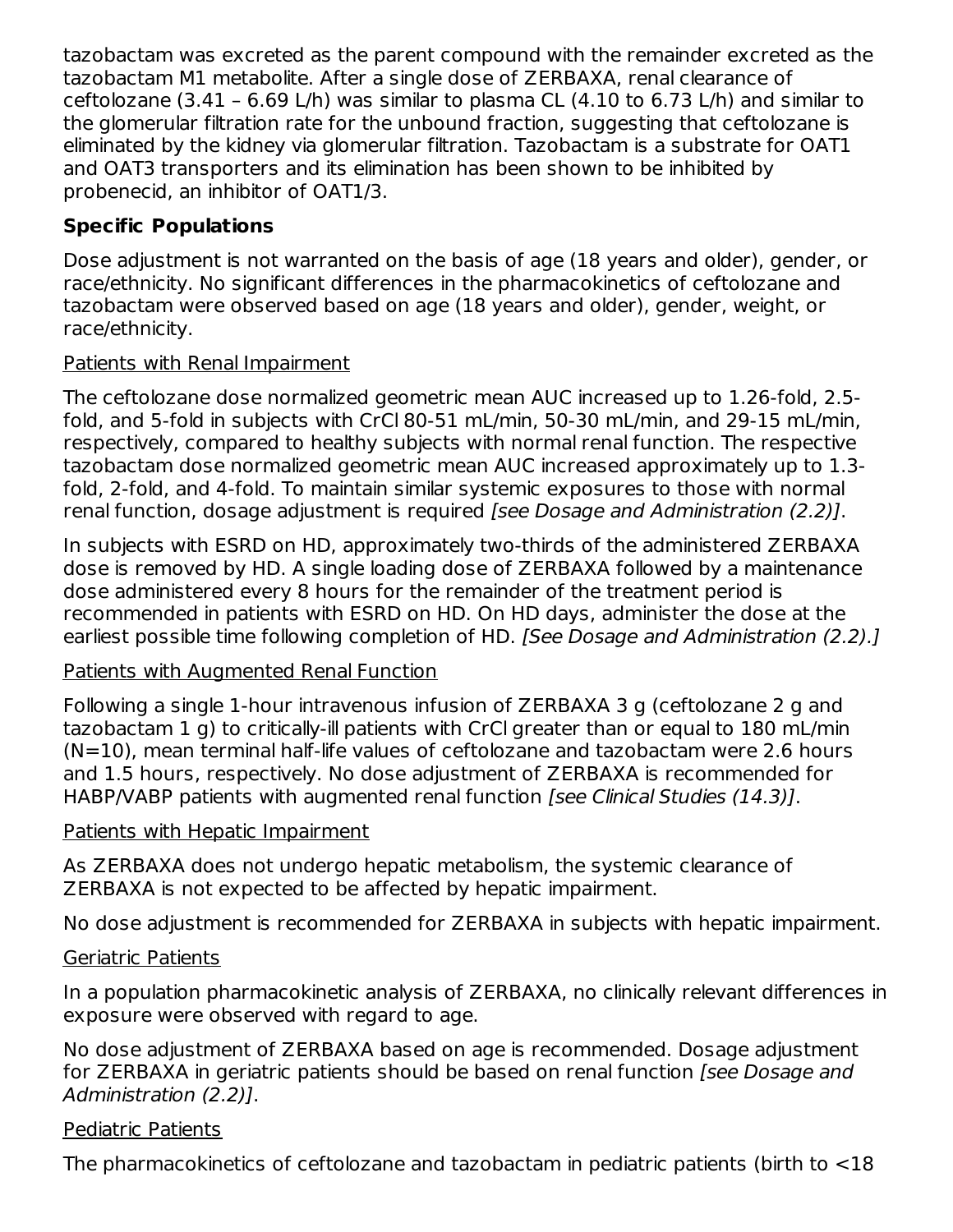tazobactam was excreted as the parent compound with the remainder excreted as the tazobactam M1 metabolite. After a single dose of ZERBAXA, renal clearance of ceftolozane (3.41 – 6.69 L/h) was similar to plasma CL (4.10 to 6.73 L/h) and similar to the glomerular filtration rate for the unbound fraction, suggesting that ceftolozane is eliminated by the kidney via glomerular filtration. Tazobactam is a substrate for OAT1 and OAT3 transporters and its elimination has been shown to be inhibited by probenecid, an inhibitor of OAT1/3.

**Specific Populations**

Dose adjustment is not warranted on the basis of age (18 years and older), gender, or race/ethnicity. No significant differences in the pharmacokinetics of ceftolozane and tazobactam were observed based on age (18 years and older), gender, weight, or race/ethnicity.

Patients with Renal Impairment

The ceftolozane dose normalized geometric mean AUC increased up to 1.26-fold, 2.5-fold, and 5-fold in subjects with CrCl 80-51 mL/min, 50-30 mL/min, and 29-15 mL/min, respectively, compared to healthy subjects with normal renal function. The respective tazobactam dose normalized geometric mean AUC increased approximately up to 1.3-fold, 2-fold, and 4-fold. To maintain similar systemic exposures to those with normal renal function, dosage adjustment is required *[see Dosage and Administration (2.2)]*.

In subjects with ESRD on HD, approximately two-thirds of the administered ZERBAXA dose is removed by HD. A single loading dose of ZERBAXA followed by a maintenance dose administered every 8 hours for the remainder of the treatment period is recommended in patients with ESRD on HD. On HD days, administer the dose at the earliest possible time following completion of HD. *[See Dosage and Administration (2.2).]*

Patients with Augmented Renal Function

Following a single 1-hour intravenous infusion of ZERBAXA 3 g (ceftolozane 2 g and tazobactam 1 g) to critically-ill patients with CrCl greater than or equal to 180 mL/min (N=10), mean terminal half-life values of ceftolozane and tazobactam were 2.6 hours and 1.5 hours, respectively. No dose adjustment of ZERBAXA is recommended for HABP/VABP patients with augmented renal function *[see Clinical Studies (14.3)]*.

Patients with Hepatic Impairment

As ZERBAXA does not undergo hepatic metabolism, the systemic clearance of ZERBAXA is not expected to be affected by hepatic impairment.

No dose adjustment is recommended for ZERBAXA in subjects with hepatic impairment.

Geriatric Patients

In a population pharmacokinetic analysis of ZERBAXA, no clinically relevant differences in exposure were observed with regard to age.

No dose adjustment of ZERBAXA based on age is recommended. Dosage adjustment for ZERBAXA in geriatric patients should be based on renal function *[see Dosage and Administration (2.2)]*.

Pediatric Patients

The pharmacokinetics of ceftolozane and tazobactam in pediatric patients (birth to <18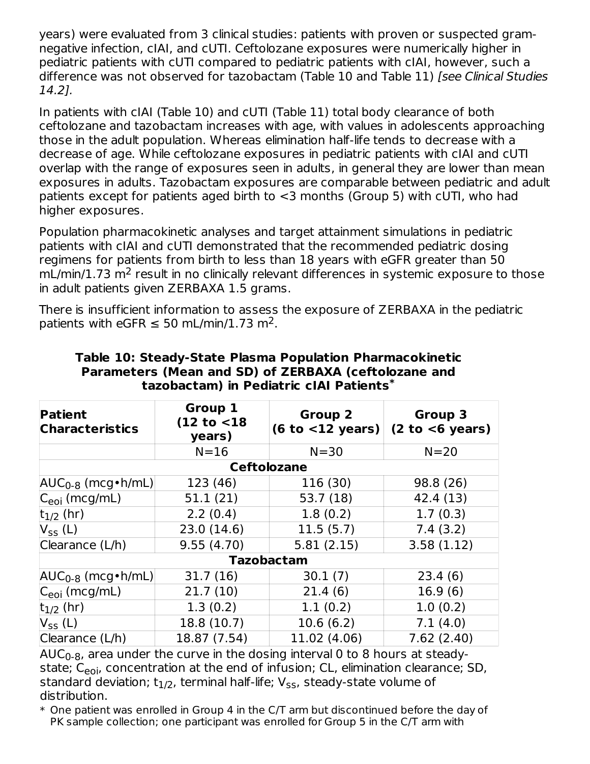years) were evaluated from 3 clinical studies: patients with proven or suspected gram-negative infection, cIAI, and cUTI. Ceftolozane exposures were numerically higher in pediatric patients with cUTI compared to pediatric patients with cIAI, however, such a difference was not observed for tazobactam (Table 10 and Table 11) *[see Clinical Studies 14.2]*.

In patients with cIAI (Table 10) and cUTI (Table 11) total body clearance of both ceftolozane and tazobactam increases with age, with values in adolescents approaching those in the adult population. Whereas elimination half-life tends to decrease with a decrease of age. While ceftolozane exposures in pediatric patients with cIAI and cUTI overlap with the range of exposures seen in adults, in general they are lower than mean exposures in adults. Tazobactam exposures are comparable between pediatric and adult patients except for patients aged birth to <3 months (Group 5) with cUTI, who had higher exposures.

Population pharmacokinetic analyses and target attainment simulations in pediatric patients with cIAI and cUTI demonstrated that the recommended pediatric dosing regimens for patients from birth to less than 18 years with eGFR greater than 50 mL/min/1.73 $m^2$ result in no clinically relevant differences in systemic exposure to those in adult patients given ZERBAXA 1.5 grams.

There is insufficient information to assess the exposure of ZERBAXA in the pediatric patients with eGFR ≤ 50 mL/min/1.73 $m^2$.

**Table 10: Steady-State Plasma Population Pharmacokinetic Parameters (Mean and SD) of ZERBAXA (ceftolozane and tazobactam) in Pediatric cIAI Patients***

| Patient Characteristics | Group 1 (12 to <18 years) | Group 2 (6 to <12 years) | Group 3 (2 to <6 years) |
|---|---|---|---|
| | N=16 | N=30 | N=20 |
| **Ceftolozane** | | | |
| $AUC_{0-8}$ (mcg•h/mL) | 123 (46) | 116 (30) | 98.8 (26) |
| $C_{eoi}$ (mcg/mL) | 51.1 (21) | 53.7 (18) | 42.4 (13) |
| $t_{1/2}$ (hr) | 2.2 (0.4) | 1.8 (0.2) | 1.7 (0.3) |
| $V_{ss}$ (L) | 23.0 (14.6) | 11.5 (5.7) | 7.4 (3.2) |
| Clearance (L/h) | 9.55 (4.70) | 5.81 (2.15) | 3.58 (1.12) |
| **Tazobactam** | | | |
| $AUC_{0-8}$ (mcg•h/mL) | 31.7 (16) | 30.1 (7) | 23.4 (6) |
| $C_{eoi}$ (mcg/mL) | 21.7 (10) | 21.4 (6) | 16.9 (6) |
| $t_{1/2}$ (hr) | 1.3 (0.2) | 1.1 (0.2) | 1.0 (0.2) |
| $V_{ss}$ (L) | 18.8 (10.7) | 10.6 (6.2) | 7.1 (4.0) |
| Clearance (L/h) | 18.87 (7.54) | 11.02 (4.06) | 7.62 (2.40) |

$AUC_{0-8}$, area under the curve in the dosing interval 0 to 8 hours at steady-state; $C_{eoi}$, concentration at the end of infusion; CL, elimination clearance; SD, standard deviation; $t_{1/2}$, terminal half-life; $V_{ss}$, steady-state volume of distribution.

\* One patient was enrolled in Group 4 in the C/T arm but discontinued before the day of PK sample collection; one participant was enrolled for Group 5 in the C/T arm with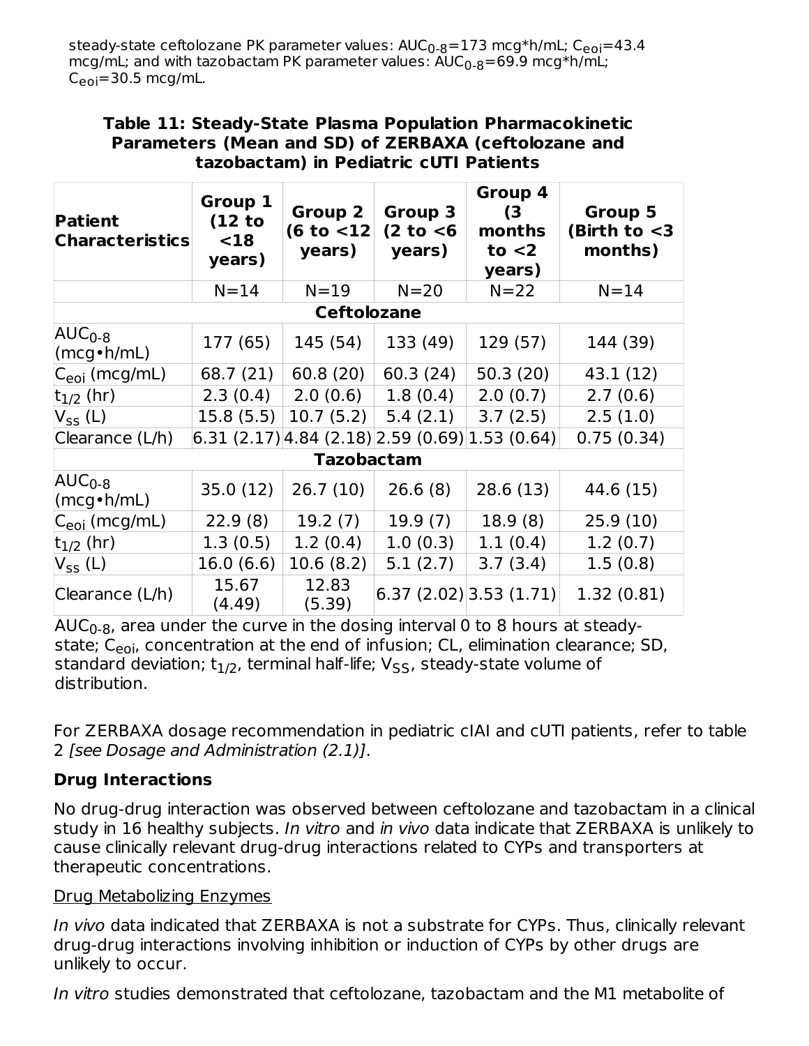steady-state ceftolozane PK parameter values: $AUC_{0-8}$=173 mcg*h/mL; $C_{eoi}$=43.4 mcg/mL; and with tazobactam PK parameter values: $AUC_{0-8}$=69.9 mcg*h/mL; $C_{eoi}$=30.5 mcg/mL.

**Table 11: Steady-State Plasma Population Pharmacokinetic Parameters (Mean and SD) of ZERBAXA (ceftolozane and tazobactam) in Pediatric cUTI Patients**

| Patient Characteristics | Group 1 (12 to <18 years) | Group 2 (6 to <12 years) | Group 3 (2 to <6 years) | Group 4 (3 months to <2 years) | Group 5 (Birth to <3 months) |
|---|---|---|---|---|---|
| | N=14 | N=19 | N=20 | N=22 | N=14 |
| **Ceftolozane** | | | | | |
| $AUC_{0-8}$ (mcg•h/mL) | 177 (65) | 145 (54) | 133 (49) | 129 (57) | 144 (39) |
| $C_{eoi}$ (mcg/mL) | 68.7 (21) | 60.8 (20) | 60.3 (24) | 50.3 (20) | 43.1 (12) |
| $t_{1/2}$ (hr) | 2.3 (0.4) | 2.0 (0.6) | 1.8 (0.4) | 2.0 (0.7) | 2.7 (0.6) |
| $V_{SS}$ (L) | 15.8 (5.5) | 10.7 (5.2) | 5.4 (2.1) | 3.7 (2.5) | 2.5 (1.0) |
| Clearance (L/h) | 6.31 (2.17) | 4.84 (2.18) | 2.59 (0.69) | 1.53 (0.64) | 0.75 (0.34) |
| **Tazobactam** | | | | | |
| $AUC_{0-8}$ (mcg•h/mL) | 35.0 (12) | 26.7 (10) | 26.6 (8) | 28.6 (13) | 44.6 (15) |
| $C_{eoi}$ (mcg/mL) | 22.9 (8) | 19.2 (7) | 19.9 (7) | 18.9 (8) | 25.9 (10) |
| $t_{1/2}$ (hr) | 1.3 (0.5) | 1.2 (0.4) | 1.0 (0.3) | 1.1 (0.4) | 1.2 (0.7) |
| $V_{SS}$ (L) | 16.0 (6.6) | 10.6 (8.2) | 5.1 (2.7) | 3.7 (3.4) | 1.5 (0.8) |
| Clearance (L/h) | 15.67 (4.49) | 12.83 (5.39) | 6.37 (2.02) | 3.53 (1.71) | 1.32 (0.81) |

$AUC_{0-8}$, area under the curve in the dosing interval 0 to 8 hours at steady-state; $C_{eoi}$, concentration at the end of infusion; CL, elimination clearance; SD, standard deviation; $t_{1/2}$, terminal half-life; $V_{SS}$, steady-state volume of distribution.

For ZERBAXA dosage recommendation in pediatric cIAI and cUTI patients, refer to table 2 *[see Dosage and Administration (2.1)]*.

### Drug Interactions

No drug-drug interaction was observed between ceftolozane and tazobactam in a clinical study in 16 healthy subjects. *In vitro* and *in vivo* data indicate that ZERBAXA is unlikely to cause clinically relevant drug-drug interactions related to CYPs and transporters at therapeutic concentrations.

Drug Metabolizing Enzymes

*In vivo* data indicated that ZERBAXA is not a substrate for CYPs. Thus, clinically relevant drug-drug interactions involving inhibition or induction of CYPs by other drugs are unlikely to occur.

*In vitro* studies demonstrated that ceftolozane, tazobactam and the M1 metabolite of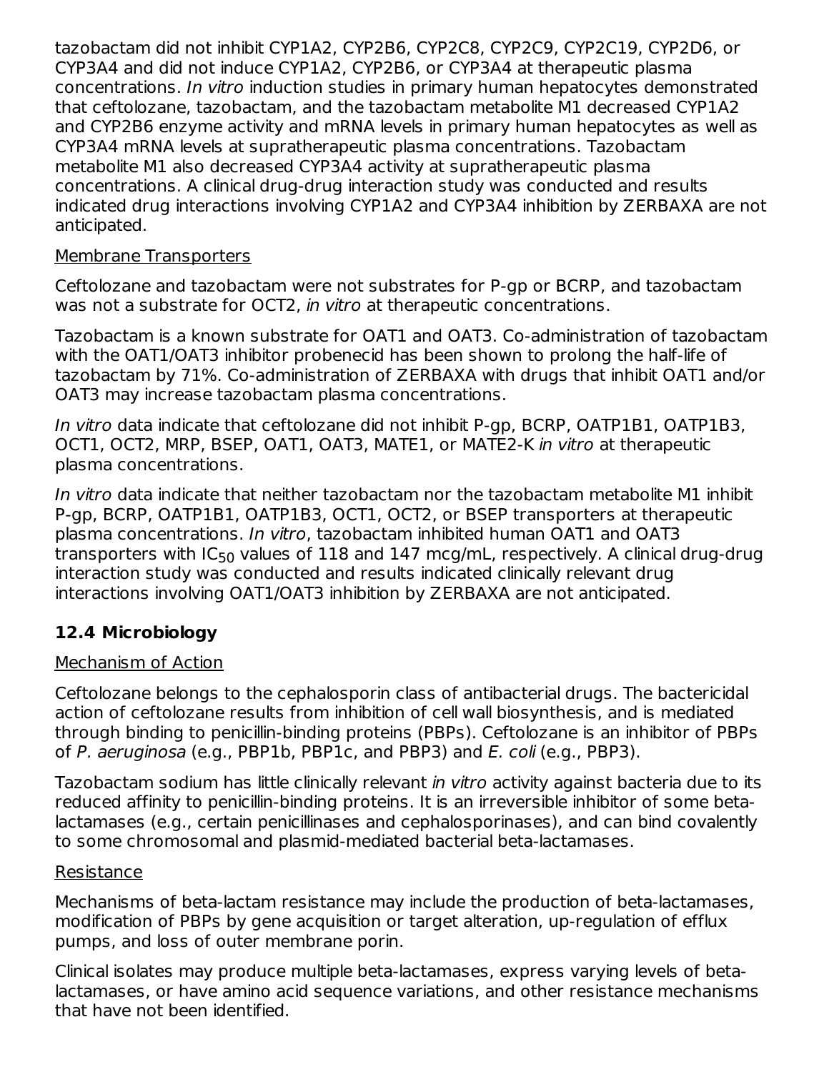tazobactam did not inhibit CYP1A2, CYP2B6, CYP2C8, CYP2C9, CYP2C19, CYP2D6, or CYP3A4 and did not induce CYP1A2, CYP2B6, or CYP3A4 at therapeutic plasma concentrations. *In vitro* induction studies in primary human hepatocytes demonstrated that ceftolozane, tazobactam, and the tazobactam metabolite M1 decreased CYP1A2 and CYP2B6 enzyme activity and mRNA levels in primary human hepatocytes as well as CYP3A4 mRNA levels at supratherapeutic plasma concentrations. Tazobactam metabolite M1 also decreased CYP3A4 activity at supratherapeutic plasma concentrations. A clinical drug-drug interaction study was conducted and results indicated drug interactions involving CYP1A2 and CYP3A4 inhibition by ZERBAXA are not anticipated.

Membrane Transporters

Ceftolozane and tazobactam were not substrates for P-gp or BCRP, and tazobactam was not a substrate for OCT2, *in vitro* at therapeutic concentrations.

Tazobactam is a known substrate for OAT1 and OAT3. Co-administration of tazobactam with the OAT1/OAT3 inhibitor probenecid has been shown to prolong the half-life of tazobactam by 71%. Co-administration of ZERBAXA with drugs that inhibit OAT1 and/or OAT3 may increase tazobactam plasma concentrations.

*In vitro* data indicate that ceftolozane did not inhibit P-gp, BCRP, OATP1B1, OATP1B3, OCT1, OCT2, MRP, BSEP, OAT1, OAT3, MATE1, or MATE2-K *in vitro* at therapeutic plasma concentrations.

*In vitro* data indicate that neither tazobactam nor the tazobactam metabolite M1 inhibit P-gp, BCRP, OATP1B1, OATP1B3, OCT1, OCT2, or BSEP transporters at therapeutic plasma concentrations. *In vitro*, tazobactam inhibited human OAT1 and OAT3 transporters with $IC_{50}$ values of 118 and 147 mcg/mL, respectively. A clinical drug-drug interaction study was conducted and results indicated clinically relevant drug interactions involving OAT1/OAT3 inhibition by ZERBAXA are not anticipated.

### 12.4 Microbiology

Mechanism of Action

Ceftolozane belongs to the cephalosporin class of antibacterial drugs. The bactericidal action of ceftolozane results from inhibition of cell wall biosynthesis, and is mediated through binding to penicillin-binding proteins (PBPs). Ceftolozane is an inhibitor of PBPs of *P. aeruginosa* (e.g., PBP1b, PBP1c, and PBP3) and *E. coli* (e.g., PBP3).

Tazobactam sodium has little clinically relevant *in vitro* activity against bacteria due to its reduced affinity to penicillin-binding proteins. It is an irreversible inhibitor of some beta-lactamases (e.g., certain penicillinases and cephalosporinases), and can bind covalently to some chromosomal and plasmid-mediated bacterial beta-lactamases.

Resistance

Mechanisms of beta-lactam resistance may include the production of beta-lactamases, modification of PBPs by gene acquisition or target alteration, up-regulation of efflux pumps, and loss of outer membrane porin.

Clinical isolates may produce multiple beta-lactamases, express varying levels of beta-lactamases, or have amino acid sequence variations, and other resistance mechanisms that have not been identified.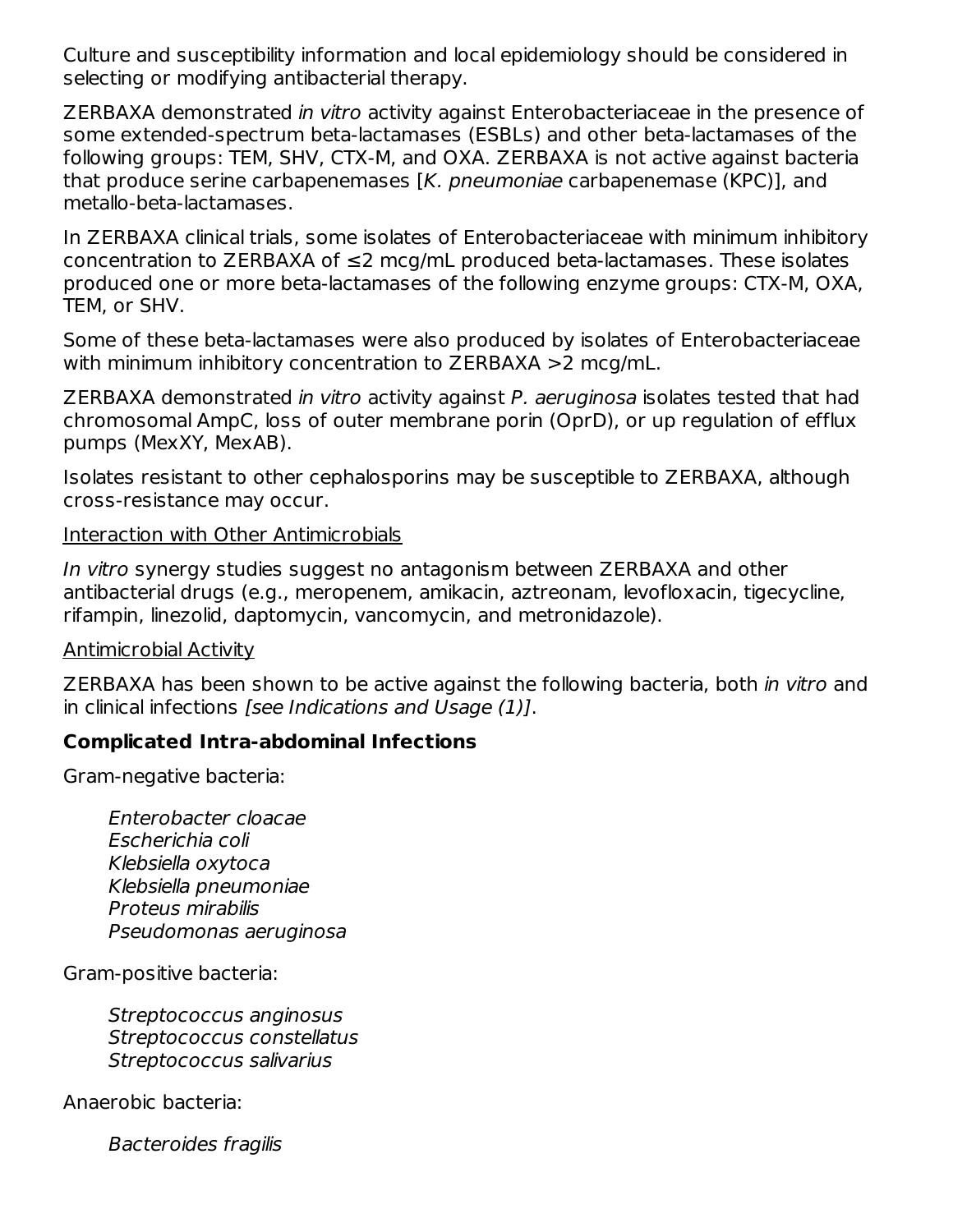Culture and susceptibility information and local epidemiology should be considered in selecting or modifying antibacterial therapy.

ZERBAXA demonstrated *in vitro* activity against Enterobacteriaceae in the presence of some extended-spectrum beta-lactamases (ESBLs) and other beta-lactamases of the following groups: TEM, SHV, CTX-M, and OXA. ZERBAXA is not active against bacteria that produce serine carbapenemases [*K. pneumoniae* carbapenemase (KPC)], and metallo-beta-lactamases.

In ZERBAXA clinical trials, some isolates of Enterobacteriaceae with minimum inhibitory concentration to ZERBAXA of ≤2 mcg/mL produced beta-lactamases. These isolates produced one or more beta-lactamases of the following enzyme groups: CTX-M, OXA, TEM, or SHV.

Some of these beta-lactamases were also produced by isolates of Enterobacteriaceae with minimum inhibitory concentration to ZERBAXA >2 mcg/mL.

ZERBAXA demonstrated *in vitro* activity against *P. aeruginosa* isolates tested that had chromosomal AmpC, loss of outer membrane porin (OprD), or up regulation of efflux pumps (MexXY, MexAB).

Isolates resistant to other cephalosporins may be susceptible to ZERBAXA, although cross-resistance may occur.

Interaction with Other Antimicrobials

*In vitro* synergy studies suggest no antagonism between ZERBAXA and other antibacterial drugs (e.g., meropenem, amikacin, aztreonam, levofloxacin, tigecycline, rifampin, linezolid, daptomycin, vancomycin, and metronidazole).

Antimicrobial Activity

ZERBAXA has been shown to be active against the following bacteria, both *in vitro* and in clinical infections *[see Indications and Usage (1)]*.

**Complicated Intra-abdominal Infections**

Gram-negative bacteria:

*Enterobacter cloacae*
*Escherichia coli*
*Klebsiella oxytoca*
*Klebsiella pneumoniae*
*Proteus mirabilis*
*Pseudomonas aeruginosa*

Gram-positive bacteria:

*Streptococcus anginosus*
*Streptococcus constellatus*
*Streptococcus salivarius*

Anaerobic bacteria:

*Bacteroides fragilis*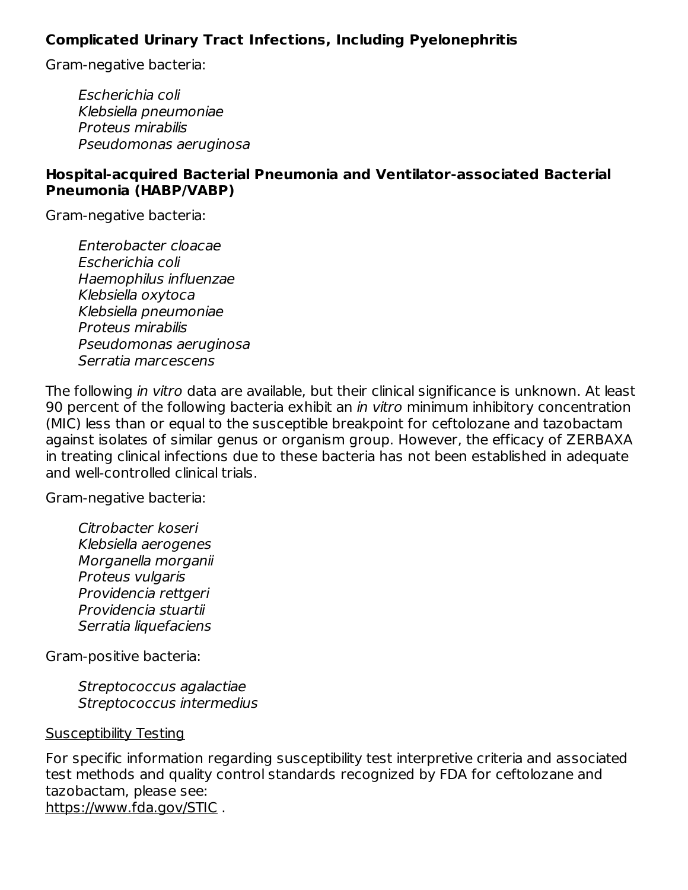**Complicated Urinary Tract Infections, Including Pyelonephritis**

Gram-negative bacteria:

*Escherichia coli*
*Klebsiella pneumoniae*
*Proteus mirabilis*
*Pseudomonas aeruginosa*

**Hospital-acquired Bacterial Pneumonia and Ventilator-associated Bacterial Pneumonia (HABP/VABP)**

Gram-negative bacteria:

*Enterobacter cloacae*
*Escherichia coli*
*Haemophilus influenzae*
*Klebsiella oxytoca*
*Klebsiella pneumoniae*
*Proteus mirabilis*
*Pseudomonas aeruginosa*
*Serratia marcescens*

The following *in vitro* data are available, but their clinical significance is unknown. At least 90 percent of the following bacteria exhibit an *in vitro* minimum inhibitory concentration (MIC) less than or equal to the susceptible breakpoint for ceftolozane and tazobactam against isolates of similar genus or organism group. However, the efficacy of ZERBAXA in treating clinical infections due to these bacteria has not been established in adequate and well-controlled clinical trials.

Gram-negative bacteria:

*Citrobacter koseri*
*Klebsiella aerogenes*
*Morganella morganii*
*Proteus vulgaris*
*Providencia rettgeri*
*Providencia stuartii*
*Serratia liquefaciens*

Gram-positive bacteria:

*Streptococcus agalactiae*
*Streptococcus intermedius*

Susceptibility Testing

For specific information regarding susceptibility test interpretive criteria and associated test methods and quality control standards recognized by FDA for ceftolozane and tazobactam, please see:
https://www.fda.gov/STIC .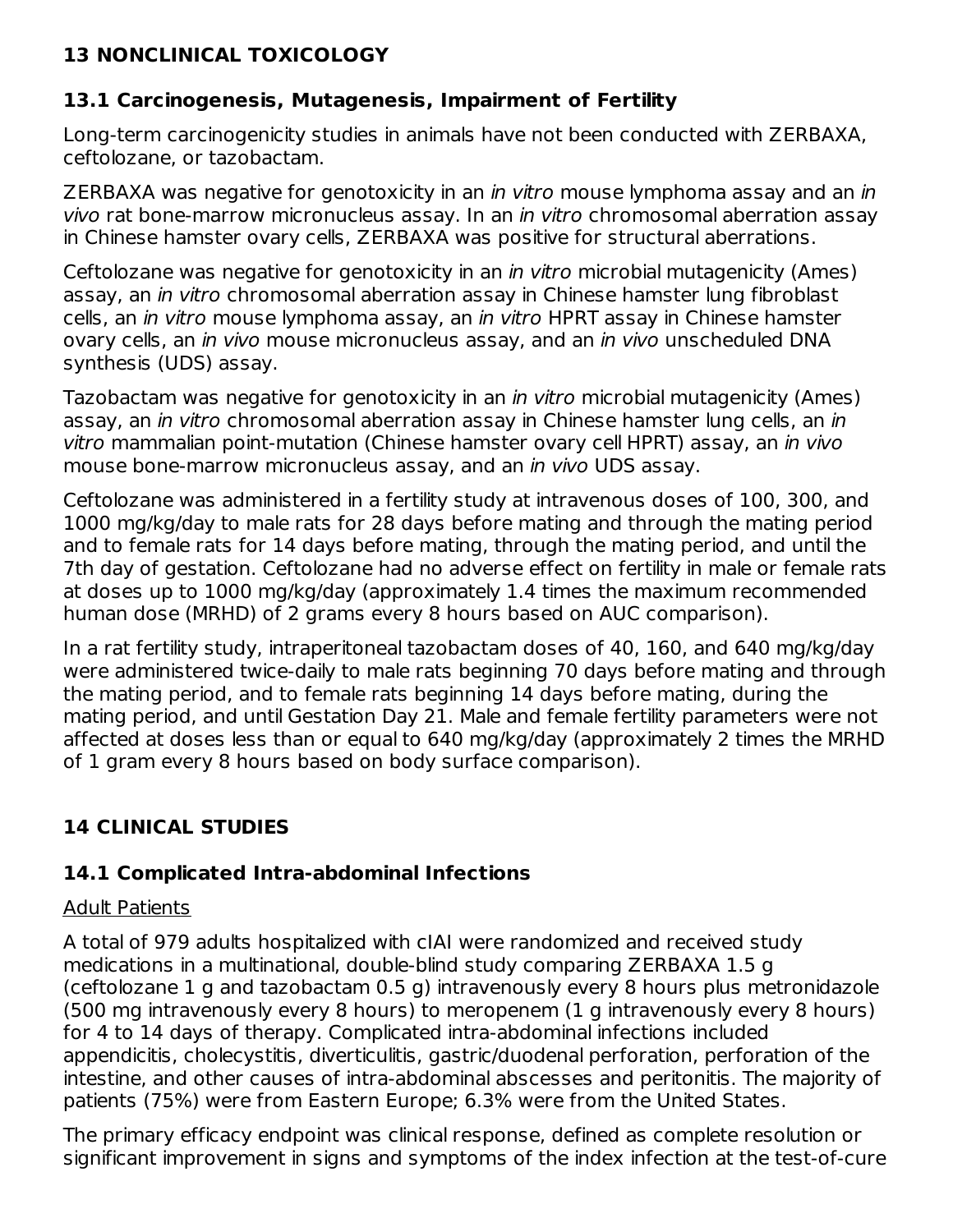## 13 NONCLINICAL TOXICOLOGY

### 13.1 Carcinogenesis, Mutagenesis, Impairment of Fertility

Long-term carcinogenicity studies in animals have not been conducted with ZERBAXA, ceftolozane, or tazobactam.

ZERBAXA was negative for genotoxicity in an *in vitro* mouse lymphoma assay and an *in vivo* rat bone-marrow micronucleus assay. In an *in vitro* chromosomal aberration assay in Chinese hamster ovary cells, ZERBAXA was positive for structural aberrations.

Ceftolozane was negative for genotoxicity in an *in vitro* microbial mutagenicity (Ames) assay, an *in vitro* chromosomal aberration assay in Chinese hamster lung fibroblast cells, an *in vitro* mouse lymphoma assay, an *in vitro* HPRT assay in Chinese hamster ovary cells, an *in vivo* mouse micronucleus assay, and an *in vivo* unscheduled DNA synthesis (UDS) assay.

Tazobactam was negative for genotoxicity in an *in vitro* microbial mutagenicity (Ames) assay, an *in vitro* chromosomal aberration assay in Chinese hamster lung cells, an *in vitro* mammalian point-mutation (Chinese hamster ovary cell HPRT) assay, an *in vivo* mouse bone-marrow micronucleus assay, and an *in vivo* UDS assay.

Ceftolozane was administered in a fertility study at intravenous doses of 100, 300, and 1000 mg/kg/day to male rats for 28 days before mating and through the mating period and to female rats for 14 days before mating, through the mating period, and until the 7th day of gestation. Ceftolozane had no adverse effect on fertility in male or female rats at doses up to 1000 mg/kg/day (approximately 1.4 times the maximum recommended human dose (MRHD) of 2 grams every 8 hours based on AUC comparison).

In a rat fertility study, intraperitoneal tazobactam doses of 40, 160, and 640 mg/kg/day were administered twice-daily to male rats beginning 70 days before mating and through the mating period, and to female rats beginning 14 days before mating, during the mating period, and until Gestation Day 21. Male and female fertility parameters were not affected at doses less than or equal to 640 mg/kg/day (approximately 2 times the MRHD of 1 gram every 8 hours based on body surface comparison).

## 14 CLINICAL STUDIES

### 14.1 Complicated Intra-abdominal Infections

Adult Patients

A total of 979 adults hospitalized with cIAI were randomized and received study medications in a multinational, double-blind study comparing ZERBAXA 1.5 g (ceftolozane 1 g and tazobactam 0.5 g) intravenously every 8 hours plus metronidazole (500 mg intravenously every 8 hours) to meropenem (1 g intravenously every 8 hours) for 4 to 14 days of therapy. Complicated intra-abdominal infections included appendicitis, cholecystitis, diverticulitis, gastric/duodenal perforation, perforation of the intestine, and other causes of intra-abdominal abscesses and peritonitis. The majority of patients (75%) were from Eastern Europe; 6.3% were from the United States.

The primary efficacy endpoint was clinical response, defined as complete resolution or significant improvement in signs and symptoms of the index infection at the test-of-cure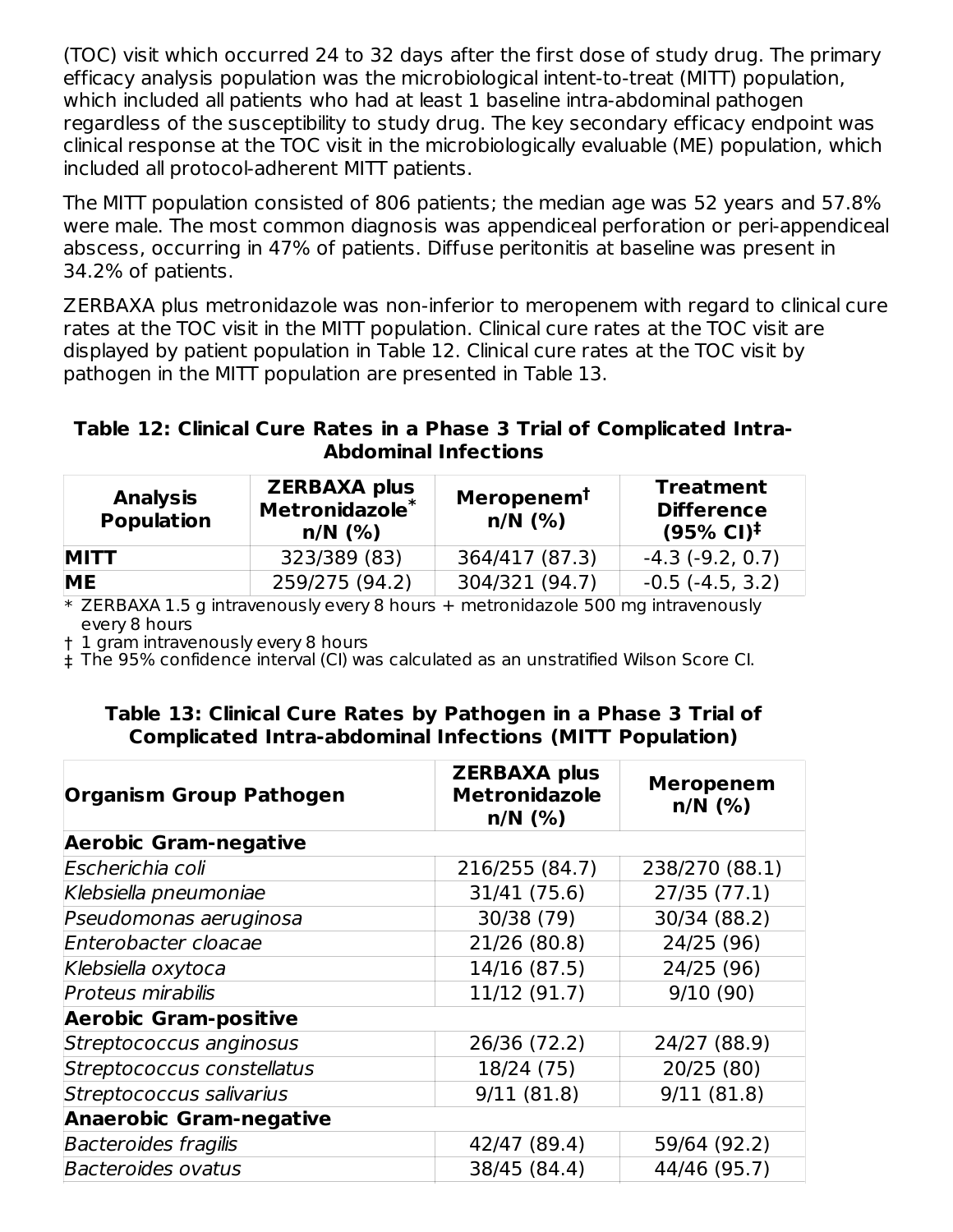(TOC) visit which occurred 24 to 32 days after the first dose of study drug. The primary efficacy analysis population was the microbiological intent-to-treat (MITT) population, which included all patients who had at least 1 baseline intra-abdominal pathogen regardless of the susceptibility to study drug. The key secondary efficacy endpoint was clinical response at the TOC visit in the microbiologically evaluable (ME) population, which included all protocol-adherent MITT patients.

The MITT population consisted of 806 patients; the median age was 52 years and 57.8% were male. The most common diagnosis was appendiceal perforation or peri-appendiceal abscess, occurring in 47% of patients. Diffuse peritonitis at baseline was present in 34.2% of patients.

ZERBAXA plus metronidazole was non-inferior to meropenem with regard to clinical cure rates at the TOC visit in the MITT population. Clinical cure rates at the TOC visit are displayed by patient population in Table 12. Clinical cure rates at the TOC visit by pathogen in the MITT population are presented in Table 13.

**Table 12: Clinical Cure Rates in a Phase 3 Trial of Complicated Intra-Abdominal Infections**

| Analysis Population | ZERBAXA plus Metronidazole* n/N (%) | Meropenem† n/N (%) | Treatment Difference (95% CI)‡ |
|---|---|---|---|
| **MITT** | 323/389 (83) | 364/417 (87.3) | -4.3 (-9.2, 0.7) |
| **ME** | 259/275 (94.2) | 304/321 (94.7) | -0.5 (-4.5, 3.2) |

\* ZERBAXA 1.5 g intravenously every 8 hours + metronidazole 500 mg intravenously every 8 hours

† 1 gram intravenously every 8 hours

‡ The 95% confidence interval (CI) was calculated as an unstratified Wilson Score CI.

**Table 13: Clinical Cure Rates by Pathogen in a Phase 3 Trial of Complicated Intra-abdominal Infections (MITT Population)**

| Organism Group Pathogen | ZERBAXA plus Metronidazole n/N (%) | Meropenem n/N (%) |
|---|---|---|
| **Aerobic Gram-negative** | | |
| *Escherichia coli* | 216/255 (84.7) | 238/270 (88.1) |
| *Klebsiella pneumoniae* | 31/41 (75.6) | 27/35 (77.1) |
| *Pseudomonas aeruginosa* | 30/38 (79) | 30/34 (88.2) |
| *Enterobacter cloacae* | 21/26 (80.8) | 24/25 (96) |
| *Klebsiella oxytoca* | 14/16 (87.5) | 24/25 (96) |
| *Proteus mirabilis* | 11/12 (91.7) | 9/10 (90) |
| **Aerobic Gram-positive** | | |
| *Streptococcus anginosus* | 26/36 (72.2) | 24/27 (88.9) |
| *Streptococcus constellatus* | 18/24 (75) | 20/25 (80) |
| *Streptococcus salivarius* | 9/11 (81.8) | 9/11 (81.8) |
| **Anaerobic Gram-negative** | | |
| *Bacteroides fragilis* | 42/47 (89.4) | 59/64 (92.2) |
| *Bacteroides ovatus* | 38/45 (84.4) | 44/46 (95.7) |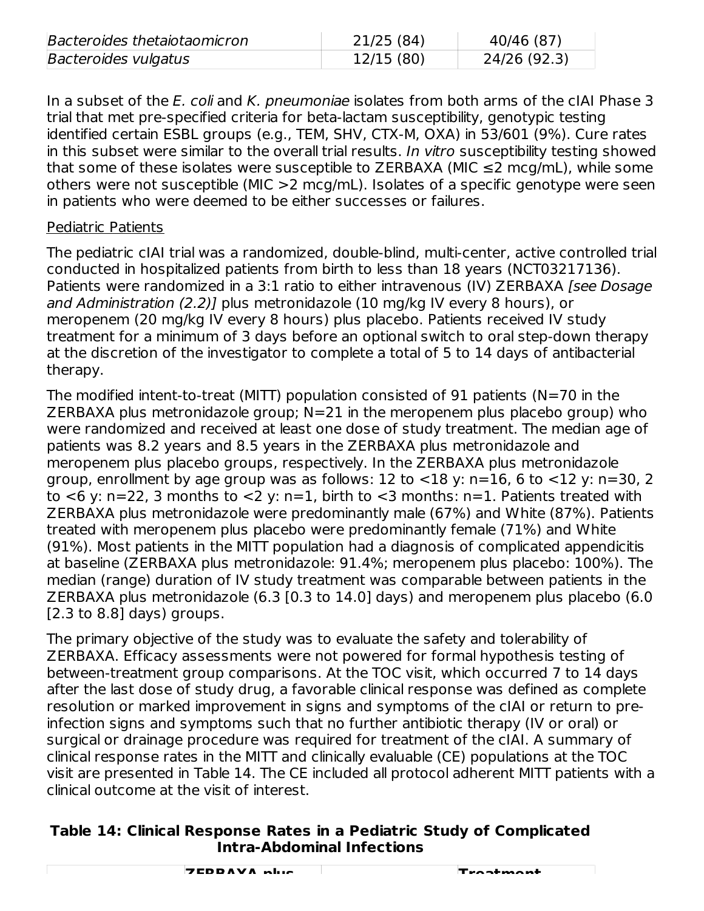| | | |
|---|---|---|
| *Bacteroides thetaiotaomicron* | 21/25 (84) | 40/46 (87) |
| *Bacteroides vulgatus* | 12/15 (80) | 24/26 (92.3) |

In a subset of the *E. coli* and *K. pneumoniae* isolates from both arms of the cIAI Phase 3 trial that met pre-specified criteria for beta-lactam susceptibility, genotypic testing identified certain ESBL groups (e.g., TEM, SHV, CTX-M, OXA) in 53/601 (9%). Cure rates in this subset were similar to the overall trial results. *In vitro* susceptibility testing showed that some of these isolates were susceptible to ZERBAXA (MIC ≤2 mcg/mL), while some others were not susceptible (MIC >2 mcg/mL). Isolates of a specific genotype were seen in patients who were deemed to be either successes or failures.

Pediatric Patients

The pediatric cIAI trial was a randomized, double-blind, multi-center, active controlled trial conducted in hospitalized patients from birth to less than 18 years (NCT03217136). Patients were randomized in a 3:1 ratio to either intravenous (IV) ZERBAXA *[see Dosage and Administration (2.2)]* plus metronidazole (10 mg/kg IV every 8 hours), or meropenem (20 mg/kg IV every 8 hours) plus placebo. Patients received IV study treatment for a minimum of 3 days before an optional switch to oral step-down therapy at the discretion of the investigator to complete a total of 5 to 14 days of antibacterial therapy.

The modified intent-to-treat (MITT) population consisted of 91 patients (N=70 in the ZERBAXA plus metronidazole group; N=21 in the meropenem plus placebo group) who were randomized and received at least one dose of study treatment. The median age of patients was 8.2 years and 8.5 years in the ZERBAXA plus metronidazole and meropenem plus placebo groups, respectively. In the ZERBAXA plus metronidazole group, enrollment by age group was as follows: 12 to <18 y: n=16, 6 to <12 y: n=30, 2 to <6 y: n=22, 3 months to <2 y: n=1, birth to <3 months: n=1. Patients treated with ZERBAXA plus metronidazole were predominantly male (67%) and White (87%). Patients treated with meropenem plus placebo were predominantly female (71%) and White (91%). Most patients in the MITT population had a diagnosis of complicated appendicitis at baseline (ZERBAXA plus metronidazole: 91.4%; meropenem plus placebo: 100%). The median (range) duration of IV study treatment was comparable between patients in the ZERBAXA plus metronidazole (6.3 [0.3 to 14.0] days) and meropenem plus placebo (6.0 [2.3 to 8.8] days) groups.

The primary objective of the study was to evaluate the safety and tolerability of ZERBAXA. Efficacy assessments were not powered for formal hypothesis testing of between-treatment group comparisons. At the TOC visit, which occurred 7 to 14 days after the last dose of study drug, a favorable clinical response was defined as complete resolution or marked improvement in signs and symptoms of the cIAI or return to pre-infection signs and symptoms such that no further antibiotic therapy (IV or oral) or surgical or drainage procedure was required for treatment of the cIAI. A summary of clinical response rates in the MITT and clinically evaluable (CE) populations at the TOC visit are presented in Table 14. The CE included all protocol adherent MITT patients with a clinical outcome at the visit of interest.

**Table 14: Clinical Response Rates in a Pediatric Study of Complicated Intra-Abdominal Infections**

| | ZERBAXA plus | | Treatment |
|---|---|---|---|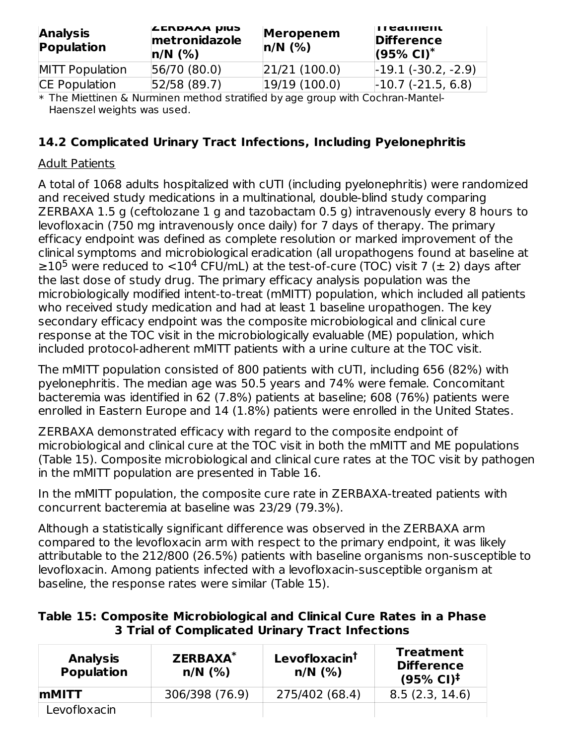| Analysis Population | ZERBAXA plus metronidazole n/N (%) | Meropenem n/N (%) | Treatment Difference (95% CI)* |
|---|---|---|---|
| MITT Population | 56/70 (80.0) | 21/21 (100.0) | -19.1 (-30.2, -2.9) |
| CE Population | 52/58 (89.7) | 19/19 (100.0) | -10.7 (-21.5, 6.8) |

* The Miettinen & Nurminen method stratified by age group with Cochran-Mantel-Haenszel weights was used.

### 14.2 Complicated Urinary Tract Infections, Including Pyelonephritis

Adult Patients

A total of 1068 adults hospitalized with cUTI (including pyelonephritis) were randomized and received study medications in a multinational, double-blind study comparing ZERBAXA 1.5 g (ceftolozane 1 g and tazobactam 0.5 g) intravenously every 8 hours to levofloxacin (750 mg intravenously once daily) for 7 days of therapy. The primary efficacy endpoint was defined as complete resolution or marked improvement of the clinical symptoms and microbiological eradication (all uropathogens found at baseline at $\geq 10^5$ were reduced to $<10^4$ CFU/mL) at the test-of-cure (TOC) visit 7 ($\pm$ 2) days after the last dose of study drug. The primary efficacy analysis population was the microbiologically modified intent-to-treat (mMITT) population, which included all patients who received study medication and had at least 1 baseline uropathogen. The key secondary efficacy endpoint was the composite microbiological and clinical cure response at the TOC visit in the microbiologically evaluable (ME) population, which included protocol-adherent mMITT patients with a urine culture at the TOC visit.

The mMITT population consisted of 800 patients with cUTI, including 656 (82%) with pyelonephritis. The median age was 50.5 years and 74% were female. Concomitant bacteremia was identified in 62 (7.8%) patients at baseline; 608 (76%) patients were enrolled in Eastern Europe and 14 (1.8%) patients were enrolled in the United States.

ZERBAXA demonstrated efficacy with regard to the composite endpoint of microbiological and clinical cure at the TOC visit in both the mMITT and ME populations (Table 15). Composite microbiological and clinical cure rates at the TOC visit by pathogen in the mMITT population are presented in Table 16.

In the mMITT population, the composite cure rate in ZERBAXA-treated patients with concurrent bacteremia at baseline was 23/29 (79.3%).

Although a statistically significant difference was observed in the ZERBAXA arm compared to the levofloxacin arm with respect to the primary endpoint, it was likely attributable to the 212/800 (26.5%) patients with baseline organisms non-susceptible to levofloxacin. Among patients infected with a levofloxacin-susceptible organism at baseline, the response rates were similar (Table 15).

**Table 15: Composite Microbiological and Clinical Cure Rates in a Phase 3 Trial of Complicated Urinary Tract Infections**

| Analysis Population | ZERBAXA* n/N (%) | Levofloxacin† n/N (%) | Treatment Difference (95% CI)‡ |
|---|---|---|---|
| **mMITT** | 306/398 (76.9) | 275/402 (68.4) | 8.5 (2.3, 14.6) |
| Levofloxacin | | | |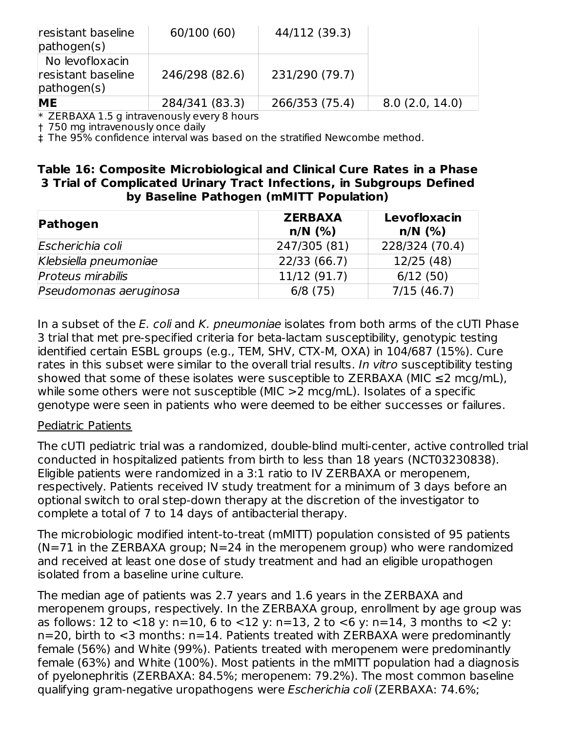| | | | |
|---|---|---|---|
| resistant baseline pathogen(s) | 60/100 (60) | 44/112 (39.3) | |
| No levofloxacin resistant baseline pathogen(s) | 246/298 (82.6) | 231/290 (79.7) | |
| **ME** | 284/341 (83.3) | 266/353 (75.4) | 8.0 (2.0, 14.0) |

* ZERBAXA 1.5 g intravenously every 8 hours
† 750 mg intravenously once daily
‡ The 95% confidence interval was based on the stratified Newcombe method.

**Table 16: Composite Microbiological and Clinical Cure Rates in a Phase 3 Trial of Complicated Urinary Tract Infections, in Subgroups Defined by Baseline Pathogen (mMITT Population)**

| Pathogen | ZERBAXA n/N (%) | Levofloxacin n/N (%) |
|---|---|---|
| *Escherichia coli* | 247/305 (81) | 228/324 (70.4) |
| *Klebsiella pneumoniae* | 22/33 (66.7) | 12/25 (48) |
| *Proteus mirabilis* | 11/12 (91.7) | 6/12 (50) |
| *Pseudomonas aeruginosa* | 6/8 (75) | 7/15 (46.7) |

In a subset of the *E. coli* and *K. pneumoniae* isolates from both arms of the cUTI Phase 3 trial that met pre-specified criteria for beta-lactam susceptibility, genotypic testing identified certain ESBL groups (e.g., TEM, SHV, CTX-M, OXA) in 104/687 (15%). Cure rates in this subset were similar to the overall trial results. *In vitro* susceptibility testing showed that some of these isolates were susceptible to ZERBAXA (MIC ≤2 mcg/mL), while some others were not susceptible (MIC >2 mcg/mL). Isolates of a specific genotype were seen in patients who were deemed to be either successes or failures.

Pediatric Patients

The cUTI pediatric trial was a randomized, double-blind multi-center, active controlled trial conducted in hospitalized patients from birth to less than 18 years (NCT03230838). Eligible patients were randomized in a 3:1 ratio to IV ZERBAXA or meropenem, respectively. Patients received IV study treatment for a minimum of 3 days before an optional switch to oral step-down therapy at the discretion of the investigator to complete a total of 7 to 14 days of antibacterial therapy.

The microbiologic modified intent-to-treat (mMITT) population consisted of 95 patients (N=71 in the ZERBAXA group; N=24 in the meropenem group) who were randomized and received at least one dose of study treatment and had an eligible uropathogen isolated from a baseline urine culture.

The median age of patients was 2.7 years and 1.6 years in the ZERBAXA and meropenem groups, respectively. In the ZERBAXA group, enrollment by age group was as follows: 12 to <18 y: n=10, 6 to <12 y: n=13, 2 to <6 y: n=14, 3 months to <2 y: n=20, birth to <3 months: n=14. Patients treated with ZERBAXA were predominantly female (56%) and White (99%). Patients treated with meropenem were predominantly female (63%) and White (100%). Most patients in the mMITT population had a diagnosis of pyelonephritis (ZERBAXA: 84.5%; meropenem: 79.2%). The most common baseline qualifying gram-negative uropathogens were *Escherichia coli* (ZERBAXA: 74.6%;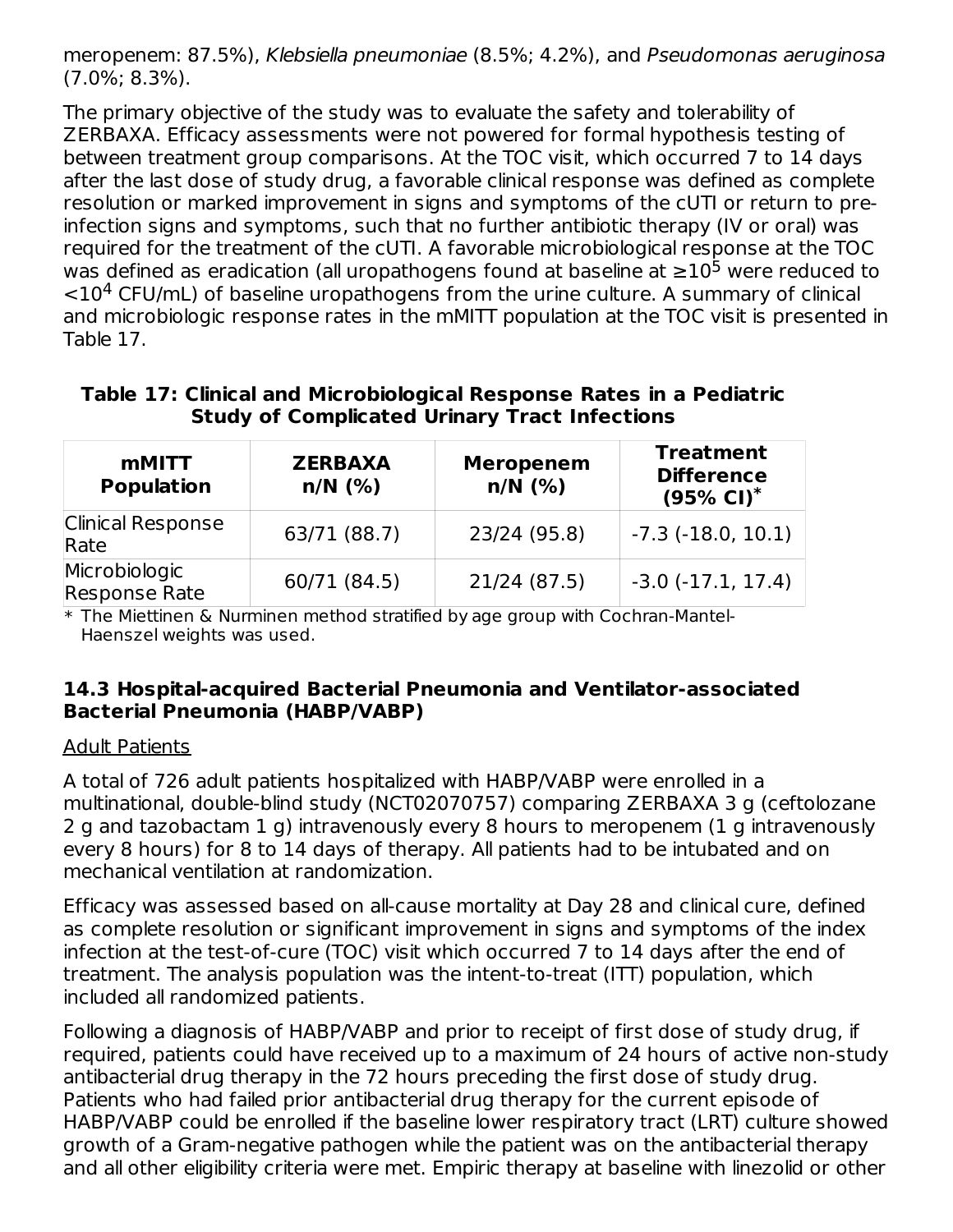meropenem: 87.5%), *Klebsiella pneumoniae* (8.5%; 4.2%), and *Pseudomonas aeruginosa* (7.0%; 8.3%).

The primary objective of the study was to evaluate the safety and tolerability of ZERBAXA. Efficacy assessments were not powered for formal hypothesis testing of between treatment group comparisons. At the TOC visit, which occurred 7 to 14 days after the last dose of study drug, a favorable clinical response was defined as complete resolution or marked improvement in signs and symptoms of the cUTI or return to pre-infection signs and symptoms, such that no further antibiotic therapy (IV or oral) was required for the treatment of the cUTI. A favorable microbiological response at the TOC was defined as eradication (all uropathogens found at baseline at $\geq 10^5$ were reduced to $<10^4$ CFU/mL) of baseline uropathogens from the urine culture. A summary of clinical and microbiologic response rates in the mMITT population at the TOC visit is presented in Table 17.

**Table 17: Clinical and Microbiological Response Rates in a Pediatric Study of Complicated Urinary Tract Infections**

| mMITT Population | ZERBAXA n/N (%) | Meropenem n/N (%) | Treatment Difference (95% CI)* |
|---|---|---|---|
| Clinical Response Rate | 63/71 (88.7) | 23/24 (95.8) | -7.3 (-18.0, 10.1) |
| Microbiologic Response Rate | 60/71 (84.5) | 21/24 (87.5) | -3.0 (-17.1, 17.4) |

\* The Miettinen & Nurminen method stratified by age group with Cochran-Mantel-Haenszel weights was used.

### 14.3 Hospital-acquired Bacterial Pneumonia and Ventilator-associated Bacterial Pneumonia (HABP/VABP)

Adult Patients

A total of 726 adult patients hospitalized with HABP/VABP were enrolled in a multinational, double-blind study (NCT02070757) comparing ZERBAXA 3 g (ceftolozane 2 g and tazobactam 1 g) intravenously every 8 hours to meropenem (1 g intravenously every 8 hours) for 8 to 14 days of therapy. All patients had to be intubated and on mechanical ventilation at randomization.

Efficacy was assessed based on all-cause mortality at Day 28 and clinical cure, defined as complete resolution or significant improvement in signs and symptoms of the index infection at the test-of-cure (TOC) visit which occurred 7 to 14 days after the end of treatment. The analysis population was the intent-to-treat (ITT) population, which included all randomized patients.

Following a diagnosis of HABP/VABP and prior to receipt of first dose of study drug, if required, patients could have received up to a maximum of 24 hours of active non-study antibacterial drug therapy in the 72 hours preceding the first dose of study drug. Patients who had failed prior antibacterial drug therapy for the current episode of HABP/VABP could be enrolled if the baseline lower respiratory tract (LRT) culture showed growth of a Gram-negative pathogen while the patient was on the antibacterial therapy and all other eligibility criteria were met. Empiric therapy at baseline with linezolid or other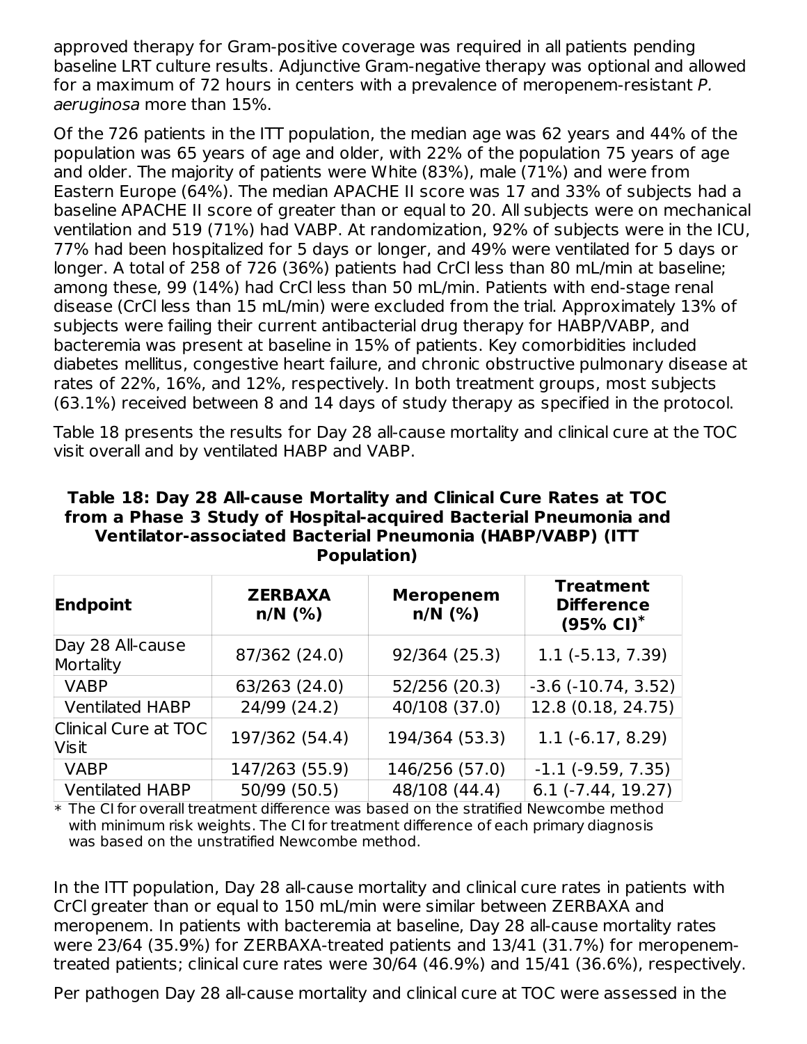approved therapy for Gram-positive coverage was required in all patients pending baseline LRT culture results. Adjunctive Gram-negative therapy was optional and allowed for a maximum of 72 hours in centers with a prevalence of meropenem-resistant *P. aeruginosa* more than 15%.

Of the 726 patients in the ITT population, the median age was 62 years and 44% of the population was 65 years of age and older, with 22% of the population 75 years of age and older. The majority of patients were White (83%), male (71%) and were from Eastern Europe (64%). The median APACHE II score was 17 and 33% of subjects had a baseline APACHE II score of greater than or equal to 20. All subjects were on mechanical ventilation and 519 (71%) had VABP. At randomization, 92% of subjects were in the ICU, 77% had been hospitalized for 5 days or longer, and 49% were ventilated for 5 days or longer. A total of 258 of 726 (36%) patients had CrCl less than 80 mL/min at baseline; among these, 99 (14%) had CrCl less than 50 mL/min. Patients with end-stage renal disease (CrCl less than 15 mL/min) were excluded from the trial. Approximately 13% of subjects were failing their current antibacterial drug therapy for HABP/VABP, and bacteremia was present at baseline in 15% of patients. Key comorbidities included diabetes mellitus, congestive heart failure, and chronic obstructive pulmonary disease at rates of 22%, 16%, and 12%, respectively. In both treatment groups, most subjects (63.1%) received between 8 and 14 days of study therapy as specified in the protocol.

Table 18 presents the results for Day 28 all-cause mortality and clinical cure at the TOC visit overall and by ventilated HABP and VABP.

**Table 18: Day 28 All-cause Mortality and Clinical Cure Rates at TOC from a Phase 3 Study of Hospital-acquired Bacterial Pneumonia and Ventilator-associated Bacterial Pneumonia (HABP/VABP) (ITT Population)**

| Endpoint | ZERBAXA n/N (%) | Meropenem n/N (%) | Treatment Difference (95% CI)* |
|---|---|---|---|
| Day 28 All-cause Mortality | 87/362 (24.0) | 92/364 (25.3) | 1.1 (-5.13, 7.39) |
| VABP | 63/263 (24.0) | 52/256 (20.3) | -3.6 (-10.74, 3.52) |
| Ventilated HABP | 24/99 (24.2) | 40/108 (37.0) | 12.8 (0.18, 24.75) |
| Clinical Cure at TOC Visit | 197/362 (54.4) | 194/364 (53.3) | 1.1 (-6.17, 8.29) |
| VABP | 147/263 (55.9) | 146/256 (57.0) | -1.1 (-9.59, 7.35) |
| Ventilated HABP | 50/99 (50.5) | 48/108 (44.4) | 6.1 (-7.44, 19.27) |

\* The CI for overall treatment difference was based on the stratified Newcombe method with minimum risk weights. The CI for treatment difference of each primary diagnosis was based on the unstratified Newcombe method.

In the ITT population, Day 28 all-cause mortality and clinical cure rates in patients with CrCl greater than or equal to 150 mL/min were similar between ZERBAXA and meropenem. In patients with bacteremia at baseline, Day 28 all-cause mortality rates were 23/64 (35.9%) for ZERBAXA-treated patients and 13/41 (31.7%) for meropenem-treated patients; clinical cure rates were 30/64 (46.9%) and 15/41 (36.6%), respectively.

Per pathogen Day 28 all-cause mortality and clinical cure at TOC were assessed in the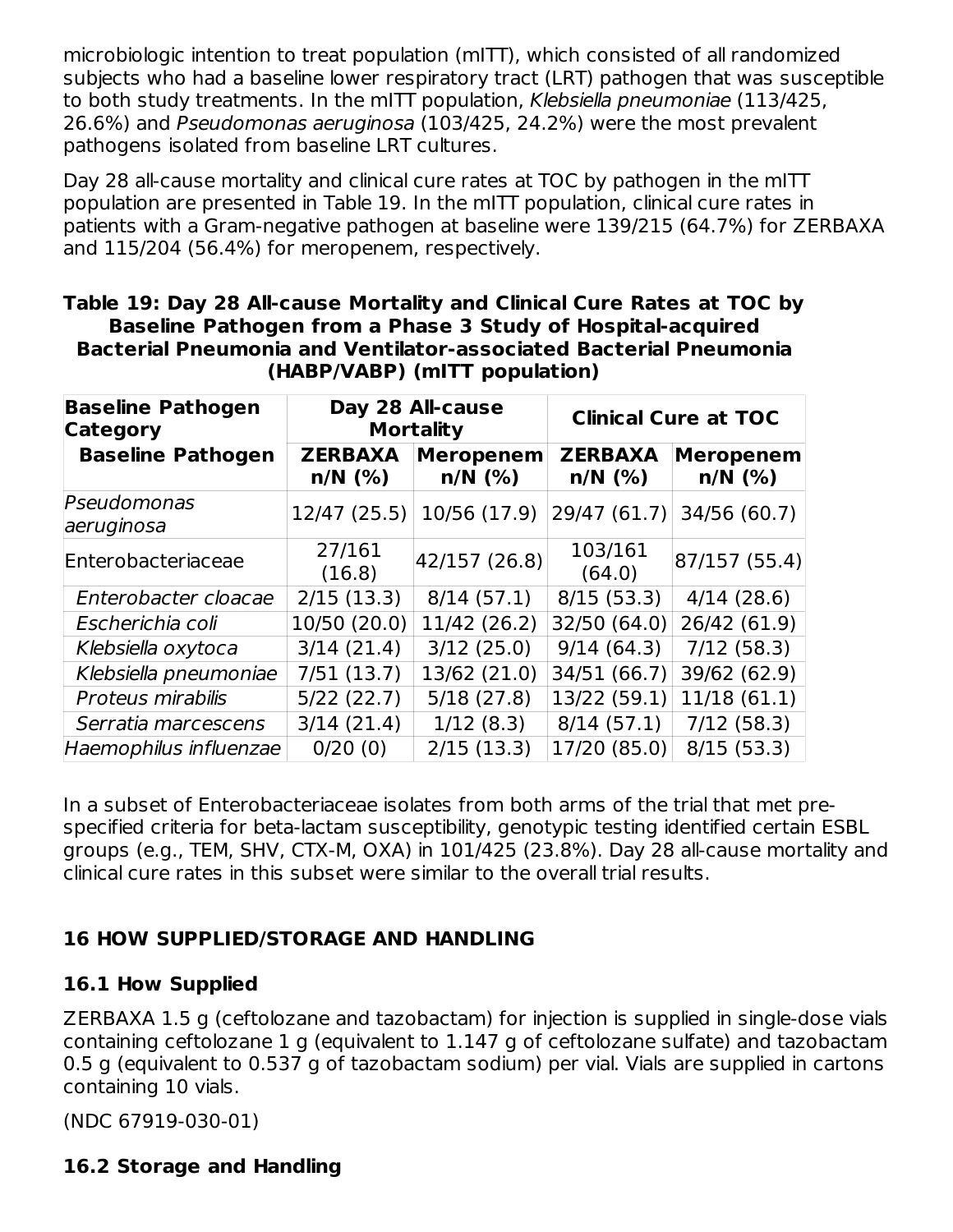microbiologic intention to treat population (mITT), which consisted of all randomized subjects who had a baseline lower respiratory tract (LRT) pathogen that was susceptible to both study treatments. In the mITT population, *Klebsiella pneumoniae* (113/425, 26.6%) and *Pseudomonas aeruginosa* (103/425, 24.2%) were the most prevalent pathogens isolated from baseline LRT cultures.

Day 28 all-cause mortality and clinical cure rates at TOC by pathogen in the mITT population are presented in Table 19. In the mITT population, clinical cure rates in patients with a Gram-negative pathogen at baseline were 139/215 (64.7%) for ZERBAXA and 115/204 (56.4%) for meropenem, respectively.

**Table 19: Day 28 All-cause Mortality and Clinical Cure Rates at TOC by Baseline Pathogen from a Phase 3 Study of Hospital-acquired Bacterial Pneumonia and Ventilator-associated Bacterial Pneumonia (HABP/VABP) (mITT population)**

| Baseline Pathogen Category | Day 28 All-cause Mortality | | Clinical Cure at TOC | |
|---|---|---|---|---|
| **Baseline Pathogen** | **ZERBAXA n/N (%)** | **Meropenem n/N (%)** | **ZERBAXA n/N (%)** | **Meropenem n/N (%)** |
| *Pseudomonas aeruginosa* | 12/47 (25.5) | 10/56 (17.9) | 29/47 (61.7) | 34/56 (60.7) |
| Enterobacteriaceae | 27/161 (16.8) | 42/157 (26.8) | 103/161 (64.0) | 87/157 (55.4) |
| *Enterobacter cloacae* | 2/15 (13.3) | 8/14 (57.1) | 8/15 (53.3) | 4/14 (28.6) |
| *Escherichia coli* | 10/50 (20.0) | 11/42 (26.2) | 32/50 (64.0) | 26/42 (61.9) |
| *Klebsiella oxytoca* | 3/14 (21.4) | 3/12 (25.0) | 9/14 (64.3) | 7/12 (58.3) |
| *Klebsiella pneumoniae* | 7/51 (13.7) | 13/62 (21.0) | 34/51 (66.7) | 39/62 (62.9) |
| *Proteus mirabilis* | 5/22 (22.7) | 5/18 (27.8) | 13/22 (59.1) | 11/18 (61.1) |
| *Serratia marcescens* | 3/14 (21.4) | 1/12 (8.3) | 8/14 (57.1) | 7/12 (58.3) |
| *Haemophilus influenzae* | 0/20 (0) | 2/15 (13.3) | 17/20 (85.0) | 8/15 (53.3) |

In a subset of Enterobacteriaceae isolates from both arms of the trial that met pre-specified criteria for beta-lactam susceptibility, genotypic testing identified certain ESBL groups (e.g., TEM, SHV, CTX-M, OXA) in 101/425 (23.8%). Day 28 all-cause mortality and clinical cure rates in this subset were similar to the overall trial results.

## 16 HOW SUPPLIED/STORAGE AND HANDLING

### 16.1 How Supplied

ZERBAXA 1.5 g (ceftolozane and tazobactam) for injection is supplied in single-dose vials containing ceftolozane 1 g (equivalent to 1.147 g of ceftolozane sulfate) and tazobactam 0.5 g (equivalent to 0.537 g of tazobactam sodium) per vial. Vials are supplied in cartons containing 10 vials.

(NDC 67919-030-01)

### 16.2 Storage and Handling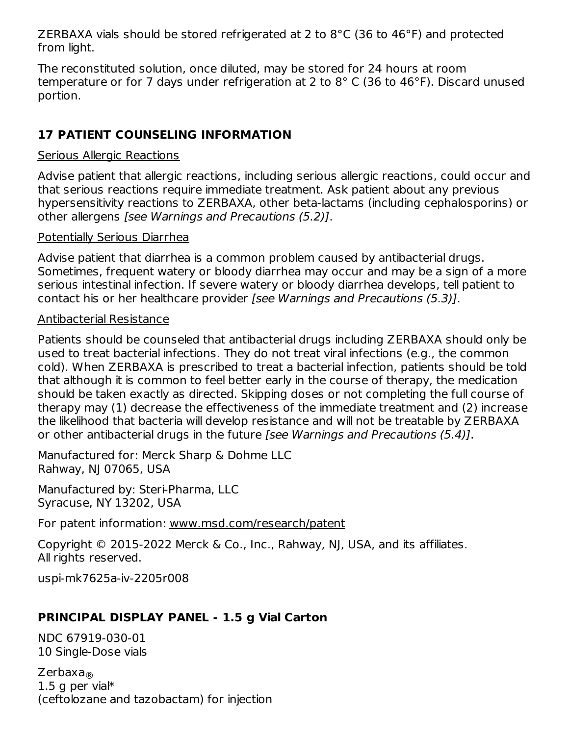ZERBAXA vials should be stored refrigerated at 2 to 8°C (36 to 46°F) and protected from light.

The reconstituted solution, once diluted, may be stored for 24 hours at room temperature or for 7 days under refrigeration at 2 to 8° C (36 to 46°F). Discard unused portion.

## 17 PATIENT COUNSELING INFORMATION

Serious Allergic Reactions

Advise patient that allergic reactions, including serious allergic reactions, could occur and that serious reactions require immediate treatment. Ask patient about any previous hypersensitivity reactions to ZERBAXA, other beta-lactams (including cephalosporins) or other allergens *[see Warnings and Precautions (5.2)]*.

Potentially Serious Diarrhea

Advise patient that diarrhea is a common problem caused by antibacterial drugs. Sometimes, frequent watery or bloody diarrhea may occur and may be a sign of a more serious intestinal infection. If severe watery or bloody diarrhea develops, tell patient to contact his or her healthcare provider *[see Warnings and Precautions (5.3)]*.

Antibacterial Resistance

Patients should be counseled that antibacterial drugs including ZERBAXA should only be used to treat bacterial infections. They do not treat viral infections (e.g., the common cold). When ZERBAXA is prescribed to treat a bacterial infection, patients should be told that although it is common to feel better early in the course of therapy, the medication should be taken exactly as directed. Skipping doses or not completing the full course of therapy may (1) decrease the effectiveness of the immediate treatment and (2) increase the likelihood that bacteria will develop resistance and will not be treatable by ZERBAXA or other antibacterial drugs in the future *[see Warnings and Precautions (5.4)]*.

Manufactured for: Merck Sharp & Dohme LLC
Rahway, NJ 07065, USA

Manufactured by: Steri-Pharma, LLC
Syracuse, NY 13202, USA

For patent information: www.msd.com/research/patent

Copyright © 2015-2022 Merck & Co., Inc., Rahway, NJ, USA, and its affiliates.
All rights reserved.

uspi-mk7625a-iv-2205r008

## PRINCIPAL DISPLAY PANEL - 1.5 g Vial Carton

NDC 67919-030-01
10 Single-Dose vials

Zerbaxa®
1.5 g per vial*
(ceftolozane and tazobactam) for injection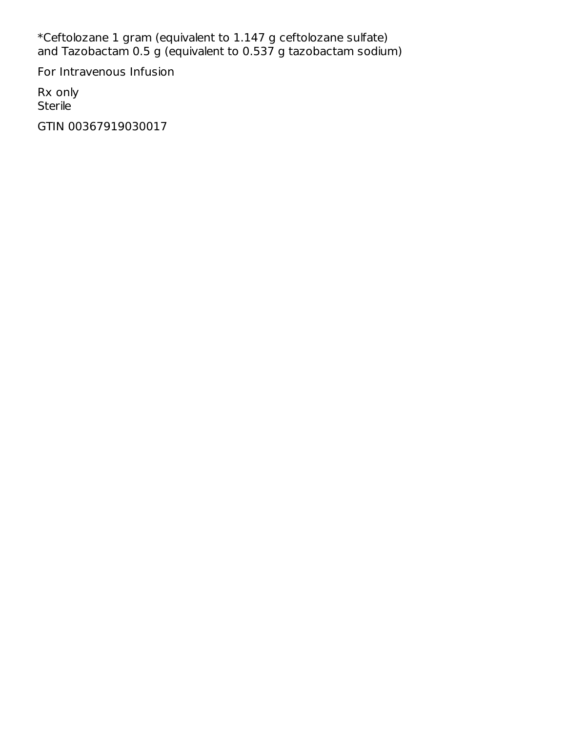*Ceftolozane 1 gram (equivalent to 1.147 g ceftolozane sulfate)
and Tazobactam 0.5 g (equivalent to 0.537 g tazobactam sodium)

For Intravenous Infusion

Rx only
Sterile

GTIN 00367919030017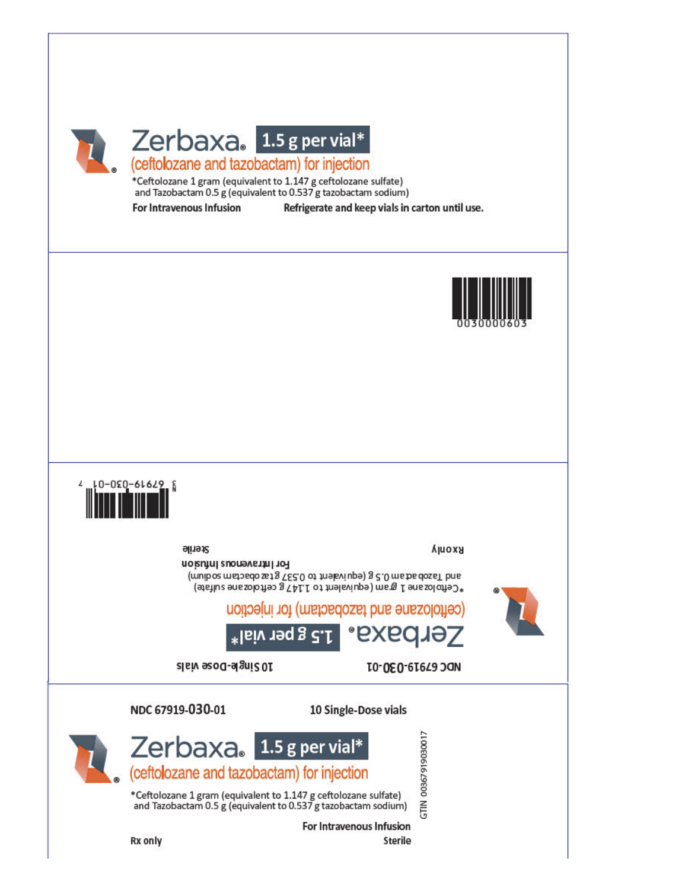**Zerbaxa® 1.5 g per vial***

(ceftolozane and tazobactam) for injection

*Ceftolozane 1 gram (equivalent to 1.147 g ceftolozane sulfate) and Tazobactam 0.5 g (equivalent to 0.537 g tazobactam sodium)

**For Intravenous Infusion** **Refrigerate and keep vials in carton until use.**

0030000603

67919-030-01

NDC 67919-030-01 10 Single-Dose vials

**Zerbaxa® 1.5 g per vial***

(ceftolozane and tazobactam) for injection

*Ceftolozane 1 gram (equivalent to 1.147 g ceftolozane sulfate) and Tazobactam 0.5 g (equivalent to 0.537 g tazobactam sodium)

For Intravenous Infusion

Rx only Sterile

**NDC 67919-030-01** **10 Single-Dose vials**

**Zerbaxa® 1.5 g per vial***

(ceftolozane and tazobactam) for injection

*Ceftolozane 1 gram (equivalent to 1.147 g ceftolozane sulfate) and Tazobactam 0.5 g (equivalent to 0.537 g tazobactam sodium)

GTIN 00367919030017

**For Intravenous Infusion**

**Rx only** **Sterile**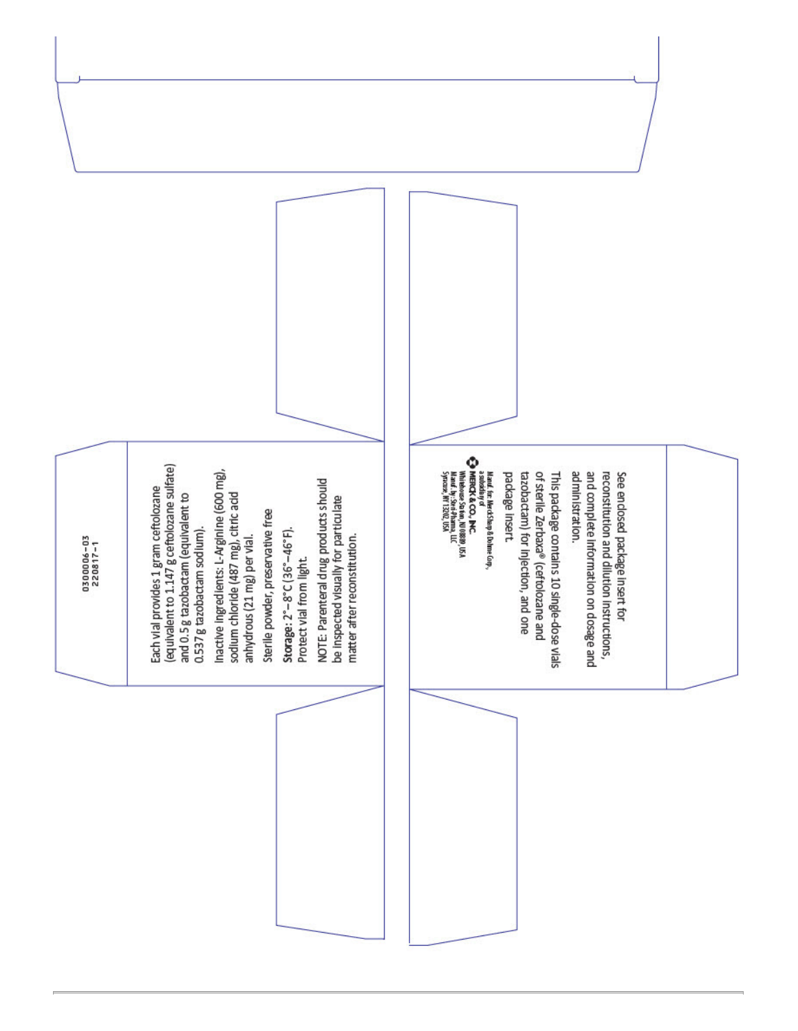0300006-03
220817-1

Each vial provides 1 gram ceftolozane (equivalent to 1.147 g ceftolozane sulfate) and 0.5 g tazobactam (equivalent to 0.537 g tazobactam sodium).

Inactive ingredients: L-Arginine (600 mg), sodium chloride (487 mg), citric acid anhydrous (21 mg) per vial.

Sterile powder, preservative free

**Storage**: 2°–8°C (36°–46°F).
Protect vial from light.

NOTE: Parenteral drug products should be inspected visually for particulate matter after reconstitution.

See enclosed package insert for reconstitution and dilution instructions, and complete information on dosage and administration.

This package contains 10 single-dose vials of sterile Zerbaxa® (ceftolozane and tazobactam) for injection, and one package insert.

Manuf. for: Merck Sharp & Dohme Corp., a subsidiary of
**MERCK & CO., INC.**
Whitehouse Station, NJ 08889, USA
Manuf. by: Steri-Pharma, LLC
Syracuse, NY 13202, USA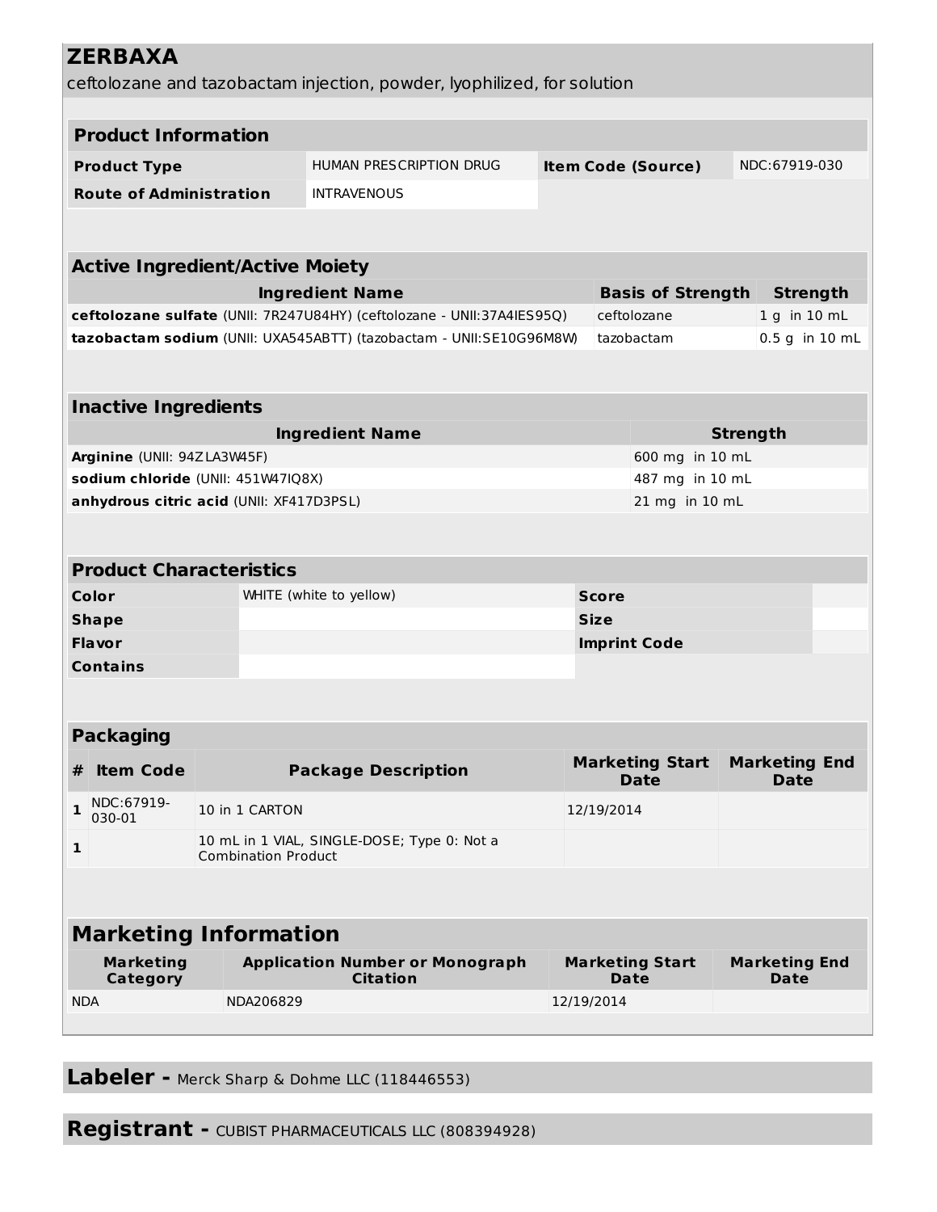# ZERBAXA

ceftolozane and tazobactam injection, powder, lyophilized, for solution

| Product Information | | | |
|---|---|---|---|
| **Product Type** | HUMAN PRESCRIPTION DRUG | **Item Code (Source)** | NDC:67919-030 |
| **Route of Administration** | INTRAVENOUS | | |

| Active Ingredient/Active Moiety | | |
|---|---|---|
| **Ingredient Name** | **Basis of Strength** | **Strength** |
| **ceftolozane sulfate** (UNII: 7R247U84HY) (ceftolozane - UNII:37A4IES95Q) | ceftolozane | 1 g in 10 mL |
| **tazobactam sodium** (UNII: UXA545ABTT) (tazobactam - UNII:SE10G96M8W) | tazobactam | 0.5 g in 10 mL |

| Inactive Ingredients | |
|---|---|
| **Ingredient Name** | **Strength** |
| **Arginine** (UNII: 94ZLA3W45F) | 600 mg in 10 mL |
| **sodium chloride** (UNII: 451W47IQ8X) | 487 mg in 10 mL |
| **anhydrous citric acid** (UNII: XF417D3PSL) | 21 mg in 10 mL |

| Product Characteristics | | | |
|---|---|---|---|
| **Color** | WHITE (white to yellow) | **Score** | |
| **Shape** | | **Size** | |
| **Flavor** | | **Imprint Code** | |
| **Contains** | | | |

| Packaging | | | | |
|---|---|---|---|---|
| **#** | **Item Code** | **Package Description** | **Marketing Start Date** | **Marketing End Date** |
| 1 | NDC:67919-030-01 | 10 in 1 CARTON | 12/19/2014 | |
| 1 | | 10 mL in 1 VIAL, SINGLE-DOSE; Type 0: Not a Combination Product | | |

| Marketing Information | | | |
|---|---|---|---|
| **Marketing Category** | **Application Number or Monograph Citation** | **Marketing Start Date** | **Marketing End Date** |
| NDA | NDA206829 | 12/19/2014 | |

**Labeler -** Merck Sharp & Dohme LLC (118446553)

**Registrant -** CUBIST PHARMACEUTICALS LLC (808394928)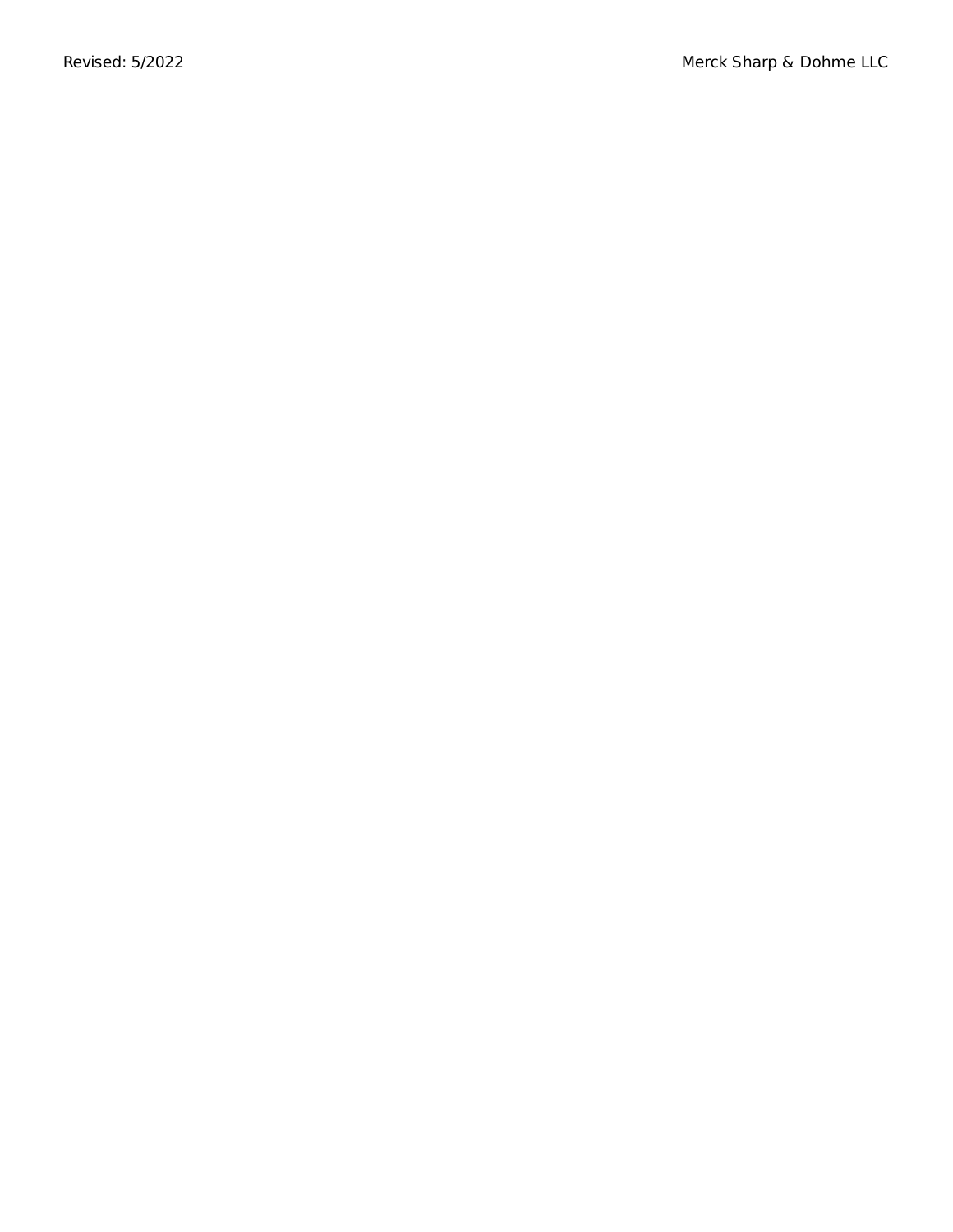Revised: 5/2022

Merck Sharp & Dohme LLC